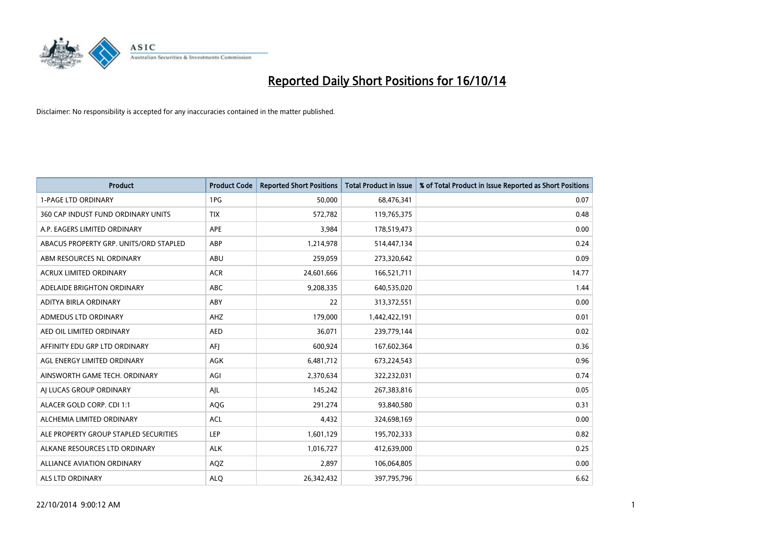# Reported Daily Short Positions for 16/10/14

Disclaimer: No responsibility is accepted for any inaccuracies contained in the matter published.

| Product | Product Code | Reported Short Positions | Total Product in Issue | % of Total Product in Issue Reported as Short Positions |
|---|---|---|---|---|
| 1-PAGE LTD ORDINARY | 1PG | 50,000 | 68,476,341 | 0.07 |
| 360 CAP INDUST FUND ORDINARY UNITS | TIX | 572,782 | 119,765,375 | 0.48 |
| A.P. EAGERS LIMITED ORDINARY | APE | 3,984 | 178,519,473 | 0.00 |
| ABACUS PROPERTY GRP. UNITS/ORD STAPLED | ABP | 1,214,978 | 514,447,134 | 0.24 |
| ABM RESOURCES NL ORDINARY | ABU | 259,059 | 273,320,642 | 0.09 |
| ACRUX LIMITED ORDINARY | ACR | 24,601,666 | 166,521,711 | 14.77 |
| ADELAIDE BRIGHTON ORDINARY | ABC | 9,208,335 | 640,535,020 | 1.44 |
| ADITYA BIRLA ORDINARY | ABY | 22 | 313,372,551 | 0.00 |
| ADMEDUS LTD ORDINARY | AHZ | 179,000 | 1,442,422,191 | 0.01 |
| AED OIL LIMITED ORDINARY | AED | 36,071 | 239,779,144 | 0.02 |
| AFFINITY EDU GRP LTD ORDINARY | AFJ | 600,924 | 167,602,364 | 0.36 |
| AGL ENERGY LIMITED ORDINARY | AGK | 6,481,712 | 673,224,543 | 0.96 |
| AINSWORTH GAME TECH. ORDINARY | AGI | 2,370,634 | 322,232,031 | 0.74 |
| AJ LUCAS GROUP ORDINARY | AJL | 145,242 | 267,383,816 | 0.05 |
| ALACER GOLD CORP. CDI 1:1 | AQG | 291,274 | 93,840,580 | 0.31 |
| ALCHEMIA LIMITED ORDINARY | ACL | 4,432 | 324,698,169 | 0.00 |
| ALE PROPERTY GROUP STAPLED SECURITIES | LEP | 1,601,129 | 195,702,333 | 0.82 |
| ALKANE RESOURCES LTD ORDINARY | ALK | 1,016,727 | 412,639,000 | 0.25 |
| ALLIANCE AVIATION ORDINARY | AQZ | 2,897 | 106,064,805 | 0.00 |
| ALS LTD ORDINARY | ALQ | 26,342,432 | 397,795,796 | 6.62 |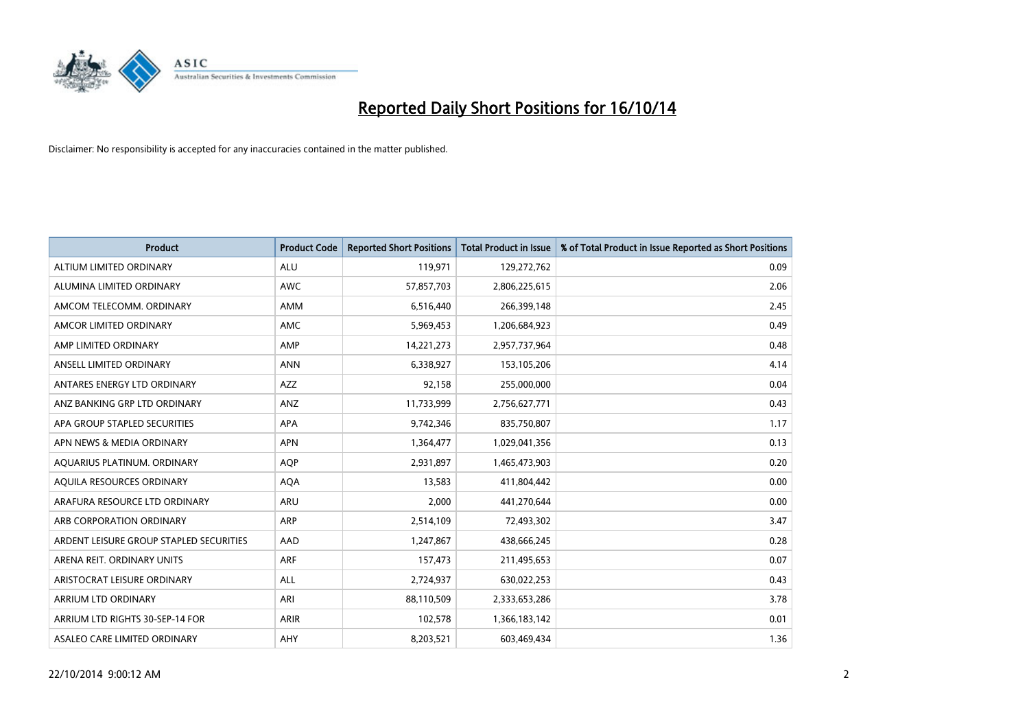# Reported Daily Short Positions for 16/10/14

Disclaimer: No responsibility is accepted for any inaccuracies contained in the matter published.

| Product | Product Code | Reported Short Positions | Total Product in Issue | % of Total Product in Issue Reported as Short Positions |
|---|---|---|---|---|
| ALTIUM LIMITED ORDINARY | ALU | 119,971 | 129,272,762 | 0.09 |
| ALUMINA LIMITED ORDINARY | AWC | 57,857,703 | 2,806,225,615 | 2.06 |
| AMCOM TELECOMM. ORDINARY | AMM | 6,516,440 | 266,399,148 | 2.45 |
| AMCOR LIMITED ORDINARY | AMC | 5,969,453 | 1,206,684,923 | 0.49 |
| AMP LIMITED ORDINARY | AMP | 14,221,273 | 2,957,737,964 | 0.48 |
| ANSELL LIMITED ORDINARY | ANN | 6,338,927 | 153,105,206 | 4.14 |
| ANTARES ENERGY LTD ORDINARY | AZZ | 92,158 | 255,000,000 | 0.04 |
| ANZ BANKING GRP LTD ORDINARY | ANZ | 11,733,999 | 2,756,627,771 | 0.43 |
| APA GROUP STAPLED SECURITIES | APA | 9,742,346 | 835,750,807 | 1.17 |
| APN NEWS & MEDIA ORDINARY | APN | 1,364,477 | 1,029,041,356 | 0.13 |
| AQUARIUS PLATINUM. ORDINARY | AQP | 2,931,897 | 1,465,473,903 | 0.20 |
| AQUILA RESOURCES ORDINARY | AQA | 13,583 | 411,804,442 | 0.00 |
| ARAFURA RESOURCE LTD ORDINARY | ARU | 2,000 | 441,270,644 | 0.00 |
| ARB CORPORATION ORDINARY | ARP | 2,514,109 | 72,493,302 | 3.47 |
| ARDENT LEISURE GROUP STAPLED SECURITIES | AAD | 1,247,867 | 438,666,245 | 0.28 |
| ARENA REIT. ORDINARY UNITS | ARF | 157,473 | 211,495,653 | 0.07 |
| ARISTOCRAT LEISURE ORDINARY | ALL | 2,724,937 | 630,022,253 | 0.43 |
| ARRIUM LTD ORDINARY | ARI | 88,110,509 | 2,333,653,286 | 3.78 |
| ARRIUM LTD RIGHTS 30-SEP-14 FOR | ARIR | 102,578 | 1,366,183,142 | 0.01 |
| ASALEO CARE LIMITED ORDINARY | AHY | 8,203,521 | 603,469,434 | 1.36 |

22/10/2014 9:00:12 AM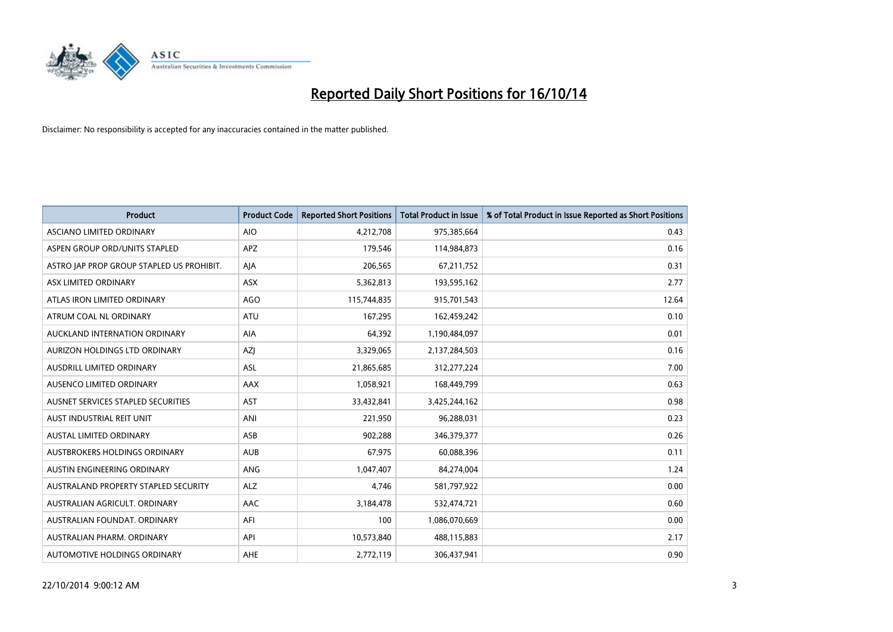# Reported Daily Short Positions for 16/10/14

Disclaimer: No responsibility is accepted for any inaccuracies contained in the matter published.

| Product | Product Code | Reported Short Positions | Total Product in Issue | % of Total Product in Issue Reported as Short Positions |
|---|---|---|---|---|
| ASCIANO LIMITED ORDINARY | AIO | 4,212,708 | 975,385,664 | 0.43 |
| ASPEN GROUP ORD/UNITS STAPLED | APZ | 179,546 | 114,984,873 | 0.16 |
| ASTRO JAP PROP GROUP STAPLED US PROHIBIT. | AJA | 206,565 | 67,211,752 | 0.31 |
| ASX LIMITED ORDINARY | ASX | 5,362,813 | 193,595,162 | 2.77 |
| ATLAS IRON LIMITED ORDINARY | AGO | 115,744,835 | 915,701,543 | 12.64 |
| ATRUM COAL NL ORDINARY | ATU | 167,295 | 162,459,242 | 0.10 |
| AUCKLAND INTERNATION ORDINARY | AIA | 64,392 | 1,190,484,097 | 0.01 |
| AURIZON HOLDINGS LTD ORDINARY | AZJ | 3,329,065 | 2,137,284,503 | 0.16 |
| AUSDRILL LIMITED ORDINARY | ASL | 21,865,685 | 312,277,224 | 7.00 |
| AUSENCO LIMITED ORDINARY | AAX | 1,058,921 | 168,449,799 | 0.63 |
| AUSNET SERVICES STAPLED SECURITIES | AST | 33,432,841 | 3,425,244,162 | 0.98 |
| AUST INDUSTRIAL REIT UNIT | ANI | 221,950 | 96,288,031 | 0.23 |
| AUSTAL LIMITED ORDINARY | ASB | 902,288 | 346,379,377 | 0.26 |
| AUSTBROKERS HOLDINGS ORDINARY | AUB | 67,975 | 60,088,396 | 0.11 |
| AUSTIN ENGINEERING ORDINARY | ANG | 1,047,407 | 84,274,004 | 1.24 |
| AUSTRALAND PROPERTY STAPLED SECURITY | ALZ | 4,746 | 581,797,922 | 0.00 |
| AUSTRALIAN AGRICULT. ORDINARY | AAC | 3,184,478 | 532,474,721 | 0.60 |
| AUSTRALIAN FOUNDAT. ORDINARY | AFI | 100 | 1,086,070,669 | 0.00 |
| AUSTRALIAN PHARM. ORDINARY | API | 10,573,840 | 488,115,883 | 2.17 |
| AUTOMOTIVE HOLDINGS ORDINARY | AHE | 2,772,119 | 306,437,941 | 0.90 |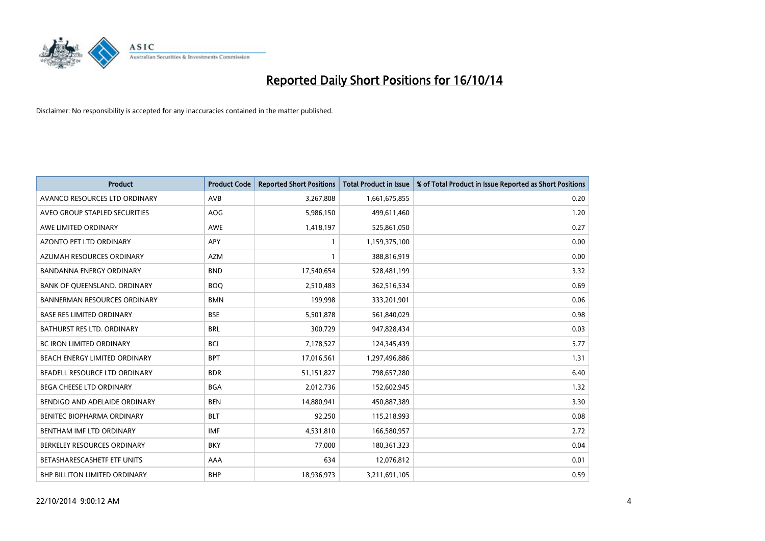# Reported Daily Short Positions for 16/10/14

Disclaimer: No responsibility is accepted for any inaccuracies contained in the matter published.

| Product | Product Code | Reported Short Positions | Total Product in Issue | % of Total Product in Issue Reported as Short Positions |
|---|---|---|---|---|
| AVANCO RESOURCES LTD ORDINARY | AVB | 3,267,808 | 1,661,675,855 | 0.20 |
| AVEO GROUP STAPLED SECURITIES | AOG | 5,986,150 | 499,611,460 | 1.20 |
| AWE LIMITED ORDINARY | AWE | 1,418,197 | 525,861,050 | 0.27 |
| AZONTO PET LTD ORDINARY | APY | 1 | 1,159,375,100 | 0.00 |
| AZUMAH RESOURCES ORDINARY | AZM | 1 | 388,816,919 | 0.00 |
| BANDANNA ENERGY ORDINARY | BND | 17,540,654 | 528,481,199 | 3.32 |
| BANK OF QUEENSLAND. ORDINARY | BOQ | 2,510,483 | 362,516,534 | 0.69 |
| BANNERMAN RESOURCES ORDINARY | BMN | 199,998 | 333,201,901 | 0.06 |
| BASE RES LIMITED ORDINARY | BSE | 5,501,878 | 561,840,029 | 0.98 |
| BATHURST RES LTD. ORDINARY | BRL | 300,729 | 947,828,434 | 0.03 |
| BC IRON LIMITED ORDINARY | BCI | 7,178,527 | 124,345,439 | 5.77 |
| BEACH ENERGY LIMITED ORDINARY | BPT | 17,016,561 | 1,297,496,886 | 1.31 |
| BEADELL RESOURCE LTD ORDINARY | BDR | 51,151,827 | 798,657,280 | 6.40 |
| BEGA CHEESE LTD ORDINARY | BGA | 2,012,736 | 152,602,945 | 1.32 |
| BENDIGO AND ADELAIDE ORDINARY | BEN | 14,880,941 | 450,887,389 | 3.30 |
| BENITEC BIOPHARMA ORDINARY | BLT | 92,250 | 115,218,993 | 0.08 |
| BENTHAM IMF LTD ORDINARY | IMF | 4,531,810 | 166,580,957 | 2.72 |
| BERKELEY RESOURCES ORDINARY | BKY | 77,000 | 180,361,323 | 0.04 |
| BETASHARESCASHETF ETF UNITS | AAA | 634 | 12,076,812 | 0.01 |
| BHP BILLITON LIMITED ORDINARY | BHP | 18,936,973 | 3,211,691,105 | 0.59 |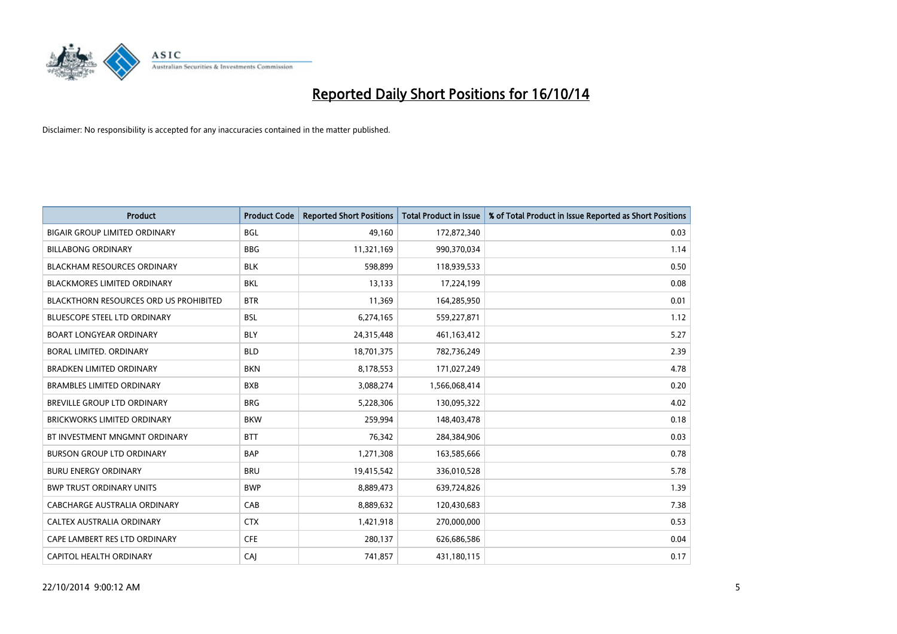# Reported Daily Short Positions for 16/10/14

Disclaimer: No responsibility is accepted for any inaccuracies contained in the matter published.

| Product | Product Code | Reported Short Positions | Total Product in Issue | % of Total Product in Issue Reported as Short Positions |
|---|---|---|---|---|
| BIGAIR GROUP LIMITED ORDINARY | BGL | 49,160 | 172,872,340 | 0.03 |
| BILLABONG ORDINARY | BBG | 11,321,169 | 990,370,034 | 1.14 |
| BLACKHAM RESOURCES ORDINARY | BLK | 598,899 | 118,939,533 | 0.50 |
| BLACKMORES LIMITED ORDINARY | BKL | 13,133 | 17,224,199 | 0.08 |
| BLACKTHORN RESOURCES ORD US PROHIBITED | BTR | 11,369 | 164,285,950 | 0.01 |
| BLUESCOPE STEEL LTD ORDINARY | BSL | 6,274,165 | 559,227,871 | 1.12 |
| BOART LONGYEAR ORDINARY | BLY | 24,315,448 | 461,163,412 | 5.27 |
| BORAL LIMITED. ORDINARY | BLD | 18,701,375 | 782,736,249 | 2.39 |
| BRADKEN LIMITED ORDINARY | BKN | 8,178,553 | 171,027,249 | 4.78 |
| BRAMBLES LIMITED ORDINARY | BXB | 3,088,274 | 1,566,068,414 | 0.20 |
| BREVILLE GROUP LTD ORDINARY | BRG | 5,228,306 | 130,095,322 | 4.02 |
| BRICKWORKS LIMITED ORDINARY | BKW | 259,994 | 148,403,478 | 0.18 |
| BT INVESTMENT MNGMNT ORDINARY | BTT | 76,342 | 284,384,906 | 0.03 |
| BURSON GROUP LTD ORDINARY | BAP | 1,271,308 | 163,585,666 | 0.78 |
| BURU ENERGY ORDINARY | BRU | 19,415,542 | 336,010,528 | 5.78 |
| BWP TRUST ORDINARY UNITS | BWP | 8,889,473 | 639,724,826 | 1.39 |
| CABCHARGE AUSTRALIA ORDINARY | CAB | 8,889,632 | 120,430,683 | 7.38 |
| CALTEX AUSTRALIA ORDINARY | CTX | 1,421,918 | 270,000,000 | 0.53 |
| CAPE LAMBERT RES LTD ORDINARY | CFE | 280,137 | 626,686,586 | 0.04 |
| CAPITOL HEALTH ORDINARY | CAJ | 741,857 | 431,180,115 | 0.17 |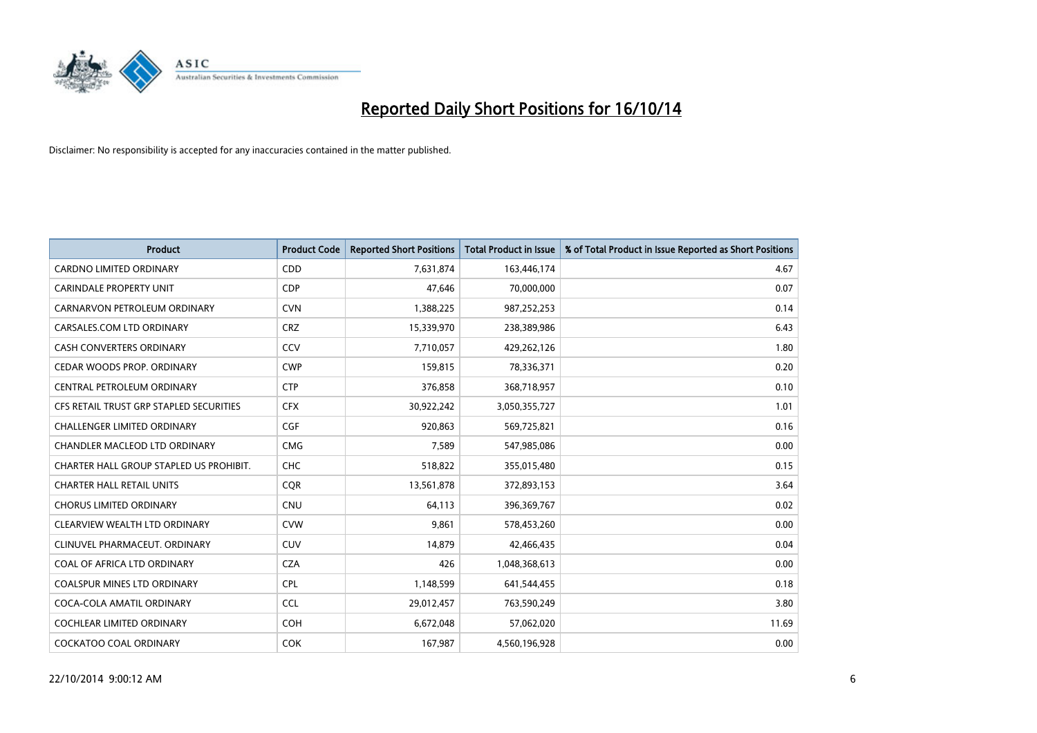# Reported Daily Short Positions for 16/10/14

Disclaimer: No responsibility is accepted for any inaccuracies contained in the matter published.

| Product | Product Code | Reported Short Positions | Total Product in Issue | % of Total Product in Issue Reported as Short Positions |
|---|---|---|---|---|
| CARDNO LIMITED ORDINARY | CDD | 7,631,874 | 163,446,174 | 4.67 |
| CARINDALE PROPERTY UNIT | CDP | 47,646 | 70,000,000 | 0.07 |
| CARNARVON PETROLEUM ORDINARY | CVN | 1,388,225 | 987,252,253 | 0.14 |
| CARSALES.COM LTD ORDINARY | CRZ | 15,339,970 | 238,389,986 | 6.43 |
| CASH CONVERTERS ORDINARY | CCV | 7,710,057 | 429,262,126 | 1.80 |
| CEDAR WOODS PROP. ORDINARY | CWP | 159,815 | 78,336,371 | 0.20 |
| CENTRAL PETROLEUM ORDINARY | CTP | 376,858 | 368,718,957 | 0.10 |
| CFS RETAIL TRUST GRP STAPLED SECURITIES | CFX | 30,922,242 | 3,050,355,727 | 1.01 |
| CHALLENGER LIMITED ORDINARY | CGF | 920,863 | 569,725,821 | 0.16 |
| CHANDLER MACLEOD LTD ORDINARY | CMG | 7,589 | 547,985,086 | 0.00 |
| CHARTER HALL GROUP STAPLED US PROHIBIT. | CHC | 518,822 | 355,015,480 | 0.15 |
| CHARTER HALL RETAIL UNITS | CQR | 13,561,878 | 372,893,153 | 3.64 |
| CHORUS LIMITED ORDINARY | CNU | 64,113 | 396,369,767 | 0.02 |
| CLEARVIEW WEALTH LTD ORDINARY | CVW | 9,861 | 578,453,260 | 0.00 |
| CLINUVEL PHARMACEUT. ORDINARY | CUV | 14,879 | 42,466,435 | 0.04 |
| COAL OF AFRICA LTD ORDINARY | CZA | 426 | 1,048,368,613 | 0.00 |
| COALSPUR MINES LTD ORDINARY | CPL | 1,148,599 | 641,544,455 | 0.18 |
| COCA-COLA AMATIL ORDINARY | CCL | 29,012,457 | 763,590,249 | 3.80 |
| COCHLEAR LIMITED ORDINARY | COH | 6,672,048 | 57,062,020 | 11.69 |
| COCKATOO COAL ORDINARY | COK | 167,987 | 4,560,196,928 | 0.00 |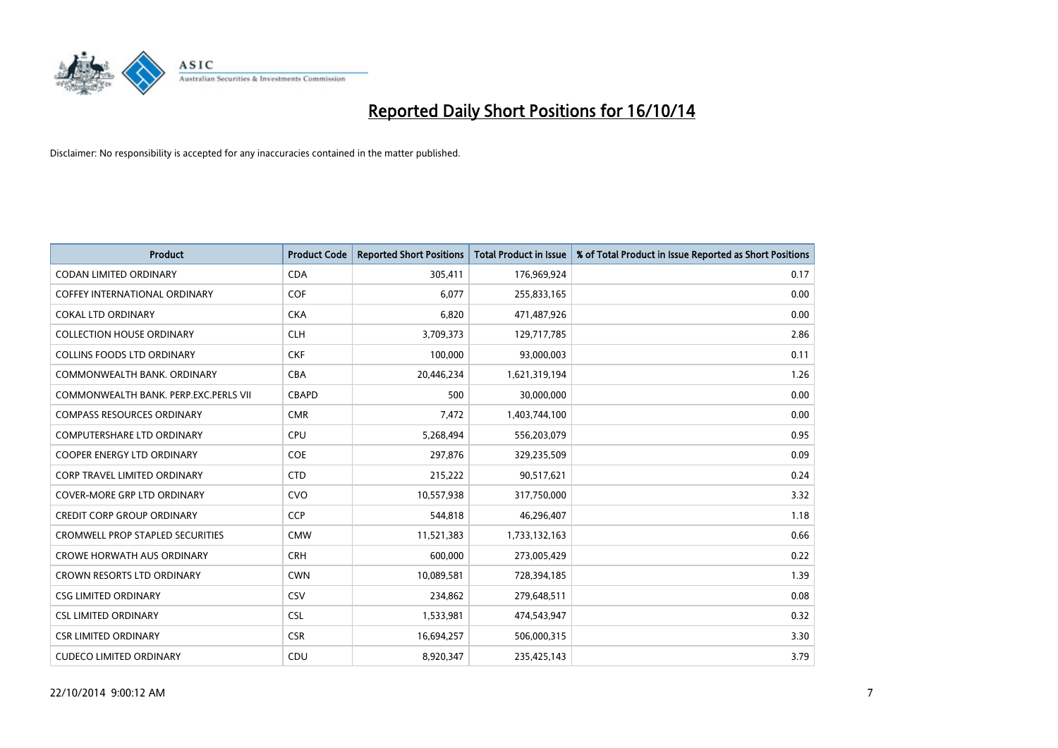# Reported Daily Short Positions for 16/10/14

Disclaimer: No responsibility is accepted for any inaccuracies contained in the matter published.

| Product | Product Code | Reported Short Positions | Total Product in Issue | % of Total Product in Issue Reported as Short Positions |
|---|---|---|---|---|
| CODAN LIMITED ORDINARY | CDA | 305,411 | 176,969,924 | 0.17 |
| COFFEY INTERNATIONAL ORDINARY | COF | 6,077 | 255,833,165 | 0.00 |
| COKAL LTD ORDINARY | CKA | 6,820 | 471,487,926 | 0.00 |
| COLLECTION HOUSE ORDINARY | CLH | 3,709,373 | 129,717,785 | 2.86 |
| COLLINS FOODS LTD ORDINARY | CKF | 100,000 | 93,000,003 | 0.11 |
| COMMONWEALTH BANK. ORDINARY | CBA | 20,446,234 | 1,621,319,194 | 1.26 |
| COMMONWEALTH BANK. PERP.EXC.PERLS VII | CBAPD | 500 | 30,000,000 | 0.00 |
| COMPASS RESOURCES ORDINARY | CMR | 7,472 | 1,403,744,100 | 0.00 |
| COMPUTERSHARE LTD ORDINARY | CPU | 5,268,494 | 556,203,079 | 0.95 |
| COOPER ENERGY LTD ORDINARY | COE | 297,876 | 329,235,509 | 0.09 |
| CORP TRAVEL LIMITED ORDINARY | CTD | 215,222 | 90,517,621 | 0.24 |
| COVER-MORE GRP LTD ORDINARY | CVO | 10,557,938 | 317,750,000 | 3.32 |
| CREDIT CORP GROUP ORDINARY | CCP | 544,818 | 46,296,407 | 1.18 |
| CROMWELL PROP STAPLED SECURITIES | CMW | 11,521,383 | 1,733,132,163 | 0.66 |
| CROWE HORWATH AUS ORDINARY | CRH | 600,000 | 273,005,429 | 0.22 |
| CROWN RESORTS LTD ORDINARY | CWN | 10,089,581 | 728,394,185 | 1.39 |
| CSG LIMITED ORDINARY | CSV | 234,862 | 279,648,511 | 0.08 |
| CSL LIMITED ORDINARY | CSL | 1,533,981 | 474,543,947 | 0.32 |
| CSR LIMITED ORDINARY | CSR | 16,694,257 | 506,000,315 | 3.30 |
| CUDECO LIMITED ORDINARY | CDU | 8,920,347 | 235,425,143 | 3.79 |

22/10/2014 9:00:12 AM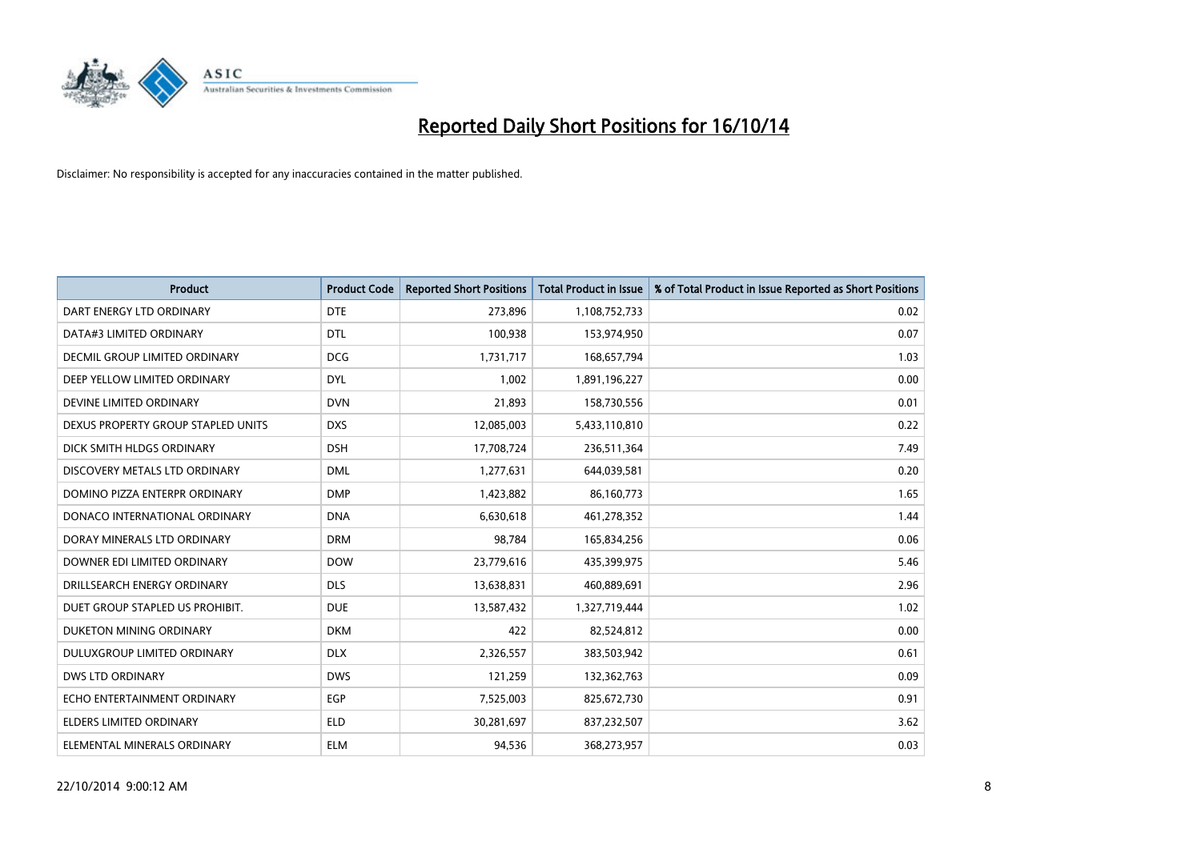# Reported Daily Short Positions for 16/10/14

Disclaimer: No responsibility is accepted for any inaccuracies contained in the matter published.

| Product | Product Code | Reported Short Positions | Total Product in Issue | % of Total Product in Issue Reported as Short Positions |
|---|---|---|---|---|
| DART ENERGY LTD ORDINARY | DTE | 273,896 | 1,108,752,733 | 0.02 |
| DATA#3 LIMITED ORDINARY | DTL | 100,938 | 153,974,950 | 0.07 |
| DECMIL GROUP LIMITED ORDINARY | DCG | 1,731,717 | 168,657,794 | 1.03 |
| DEEP YELLOW LIMITED ORDINARY | DYL | 1,002 | 1,891,196,227 | 0.00 |
| DEVINE LIMITED ORDINARY | DVN | 21,893 | 158,730,556 | 0.01 |
| DEXUS PROPERTY GROUP STAPLED UNITS | DXS | 12,085,003 | 5,433,110,810 | 0.22 |
| DICK SMITH HLDGS ORDINARY | DSH | 17,708,724 | 236,511,364 | 7.49 |
| DISCOVERY METALS LTD ORDINARY | DML | 1,277,631 | 644,039,581 | 0.20 |
| DOMINO PIZZA ENTERPR ORDINARY | DMP | 1,423,882 | 86,160,773 | 1.65 |
| DONACO INTERNATIONAL ORDINARY | DNA | 6,630,618 | 461,278,352 | 1.44 |
| DORAY MINERALS LTD ORDINARY | DRM | 98,784 | 165,834,256 | 0.06 |
| DOWNER EDI LIMITED ORDINARY | DOW | 23,779,616 | 435,399,975 | 5.46 |
| DRILLSEARCH ENERGY ORDINARY | DLS | 13,638,831 | 460,889,691 | 2.96 |
| DUET GROUP STAPLED US PROHIBIT. | DUE | 13,587,432 | 1,327,719,444 | 1.02 |
| DUKETON MINING ORDINARY | DKM | 422 | 82,524,812 | 0.00 |
| DULUXGROUP LIMITED ORDINARY | DLX | 2,326,557 | 383,503,942 | 0.61 |
| DWS LTD ORDINARY | DWS | 121,259 | 132,362,763 | 0.09 |
| ECHO ENTERTAINMENT ORDINARY | EGP | 7,525,003 | 825,672,730 | 0.91 |
| ELDERS LIMITED ORDINARY | ELD | 30,281,697 | 837,232,507 | 3.62 |
| ELEMENTAL MINERALS ORDINARY | ELM | 94,536 | 368,273,957 | 0.03 |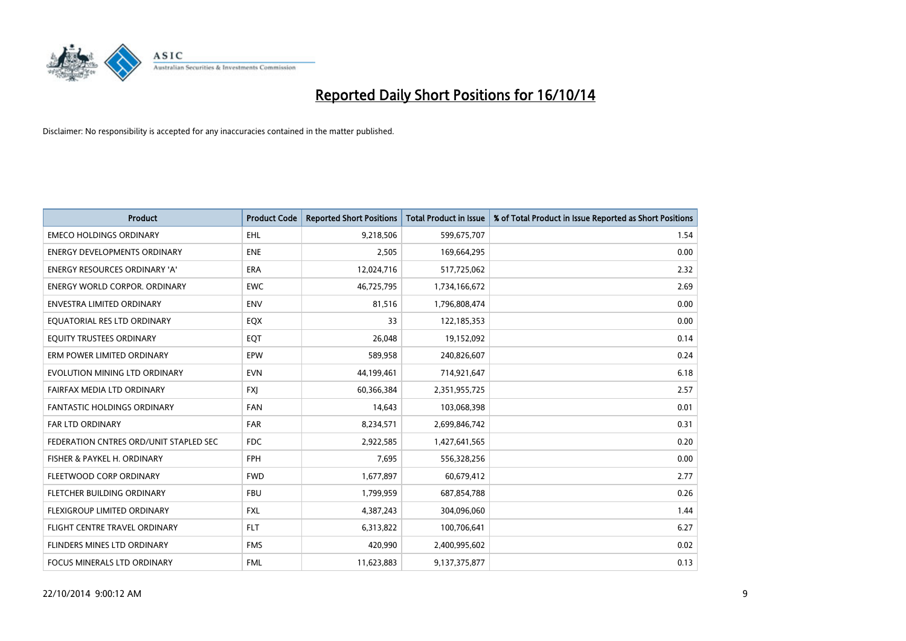# Reported Daily Short Positions for 16/10/14

Disclaimer: No responsibility is accepted for any inaccuracies contained in the matter published.

| Product | Product Code | Reported Short Positions | Total Product in Issue | % of Total Product in Issue Reported as Short Positions |
|---|---|---|---|---|
| EMECO HOLDINGS ORDINARY | EHL | 9,218,506 | 599,675,707 | 1.54 |
| ENERGY DEVELOPMENTS ORDINARY | ENE | 2,505 | 169,664,295 | 0.00 |
| ENERGY RESOURCES ORDINARY 'A' | ERA | 12,024,716 | 517,725,062 | 2.32 |
| ENERGY WORLD CORPOR. ORDINARY | EWC | 46,725,795 | 1,734,166,672 | 2.69 |
| ENVESTRA LIMITED ORDINARY | ENV | 81,516 | 1,796,808,474 | 0.00 |
| EQUATORIAL RES LTD ORDINARY | EQX | 33 | 122,185,353 | 0.00 |
| EQUITY TRUSTEES ORDINARY | EQT | 26,048 | 19,152,092 | 0.14 |
| ERM POWER LIMITED ORDINARY | EPW | 589,958 | 240,826,607 | 0.24 |
| EVOLUTION MINING LTD ORDINARY | EVN | 44,199,461 | 714,921,647 | 6.18 |
| FAIRFAX MEDIA LTD ORDINARY | FXJ | 60,366,384 | 2,351,955,725 | 2.57 |
| FANTASTIC HOLDINGS ORDINARY | FAN | 14,643 | 103,068,398 | 0.01 |
| FAR LTD ORDINARY | FAR | 8,234,571 | 2,699,846,742 | 0.31 |
| FEDERATION CNTRES ORD/UNIT STAPLED SEC | FDC | 2,922,585 | 1,427,641,565 | 0.20 |
| FISHER & PAYKEL H. ORDINARY | FPH | 7,695 | 556,328,256 | 0.00 |
| FLEETWOOD CORP ORDINARY | FWD | 1,677,897 | 60,679,412 | 2.77 |
| FLETCHER BUILDING ORDINARY | FBU | 1,799,959 | 687,854,788 | 0.26 |
| FLEXIGROUP LIMITED ORDINARY | FXL | 4,387,243 | 304,096,060 | 1.44 |
| FLIGHT CENTRE TRAVEL ORDINARY | FLT | 6,313,822 | 100,706,641 | 6.27 |
| FLINDERS MINES LTD ORDINARY | FMS | 420,990 | 2,400,995,602 | 0.02 |
| FOCUS MINERALS LTD ORDINARY | FML | 11,623,883 | 9,137,375,877 | 0.13 |

22/10/2014 9:00:12 AM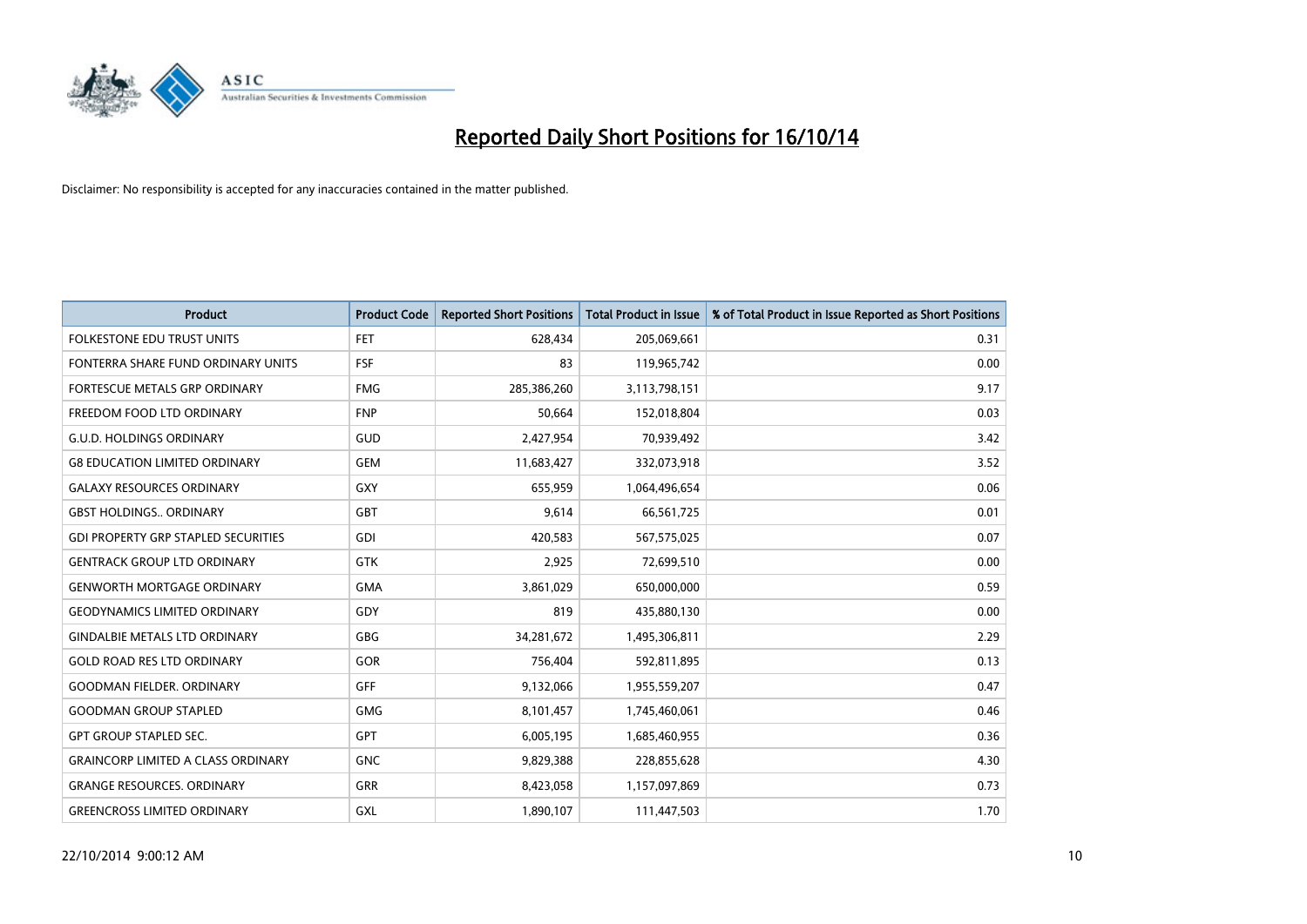# Reported Daily Short Positions for 16/10/14

Disclaimer: No responsibility is accepted for any inaccuracies contained in the matter published.

| Product | Product Code | Reported Short Positions | Total Product in Issue | % of Total Product in Issue Reported as Short Positions |
|---|---|---|---|---|
| FOLKESTONE EDU TRUST UNITS | FET | 628,434 | 205,069,661 | 0.31 |
| FONTERRA SHARE FUND ORDINARY UNITS | FSF | 83 | 119,965,742 | 0.00 |
| FORTESCUE METALS GRP ORDINARY | FMG | 285,386,260 | 3,113,798,151 | 9.17 |
| FREEDOM FOOD LTD ORDINARY | FNP | 50,664 | 152,018,804 | 0.03 |
| G.U.D. HOLDINGS ORDINARY | GUD | 2,427,954 | 70,939,492 | 3.42 |
| G8 EDUCATION LIMITED ORDINARY | GEM | 11,683,427 | 332,073,918 | 3.52 |
| GALAXY RESOURCES ORDINARY | GXY | 655,959 | 1,064,496,654 | 0.06 |
| GBST HOLDINGS.. ORDINARY | GBT | 9,614 | 66,561,725 | 0.01 |
| GDI PROPERTY GRP STAPLED SECURITIES | GDI | 420,583 | 567,575,025 | 0.07 |
| GENTRACK GROUP LTD ORDINARY | GTK | 2,925 | 72,699,510 | 0.00 |
| GENWORTH MORTGAGE ORDINARY | GMA | 3,861,029 | 650,000,000 | 0.59 |
| GEODYNAMICS LIMITED ORDINARY | GDY | 819 | 435,880,130 | 0.00 |
| GINDALBIE METALS LTD ORDINARY | GBG | 34,281,672 | 1,495,306,811 | 2.29 |
| GOLD ROAD RES LTD ORDINARY | GOR | 756,404 | 592,811,895 | 0.13 |
| GOODMAN FIELDER. ORDINARY | GFF | 9,132,066 | 1,955,559,207 | 0.47 |
| GOODMAN GROUP STAPLED | GMG | 8,101,457 | 1,745,460,061 | 0.46 |
| GPT GROUP STAPLED SEC. | GPT | 6,005,195 | 1,685,460,955 | 0.36 |
| GRAINCORP LIMITED A CLASS ORDINARY | GNC | 9,829,388 | 228,855,628 | 4.30 |
| GRANGE RESOURCES. ORDINARY | GRR | 8,423,058 | 1,157,097,869 | 0.73 |
| GREENCROSS LIMITED ORDINARY | GXL | 1,890,107 | 111,447,503 | 1.70 |

22/10/2014 9:00:12 AM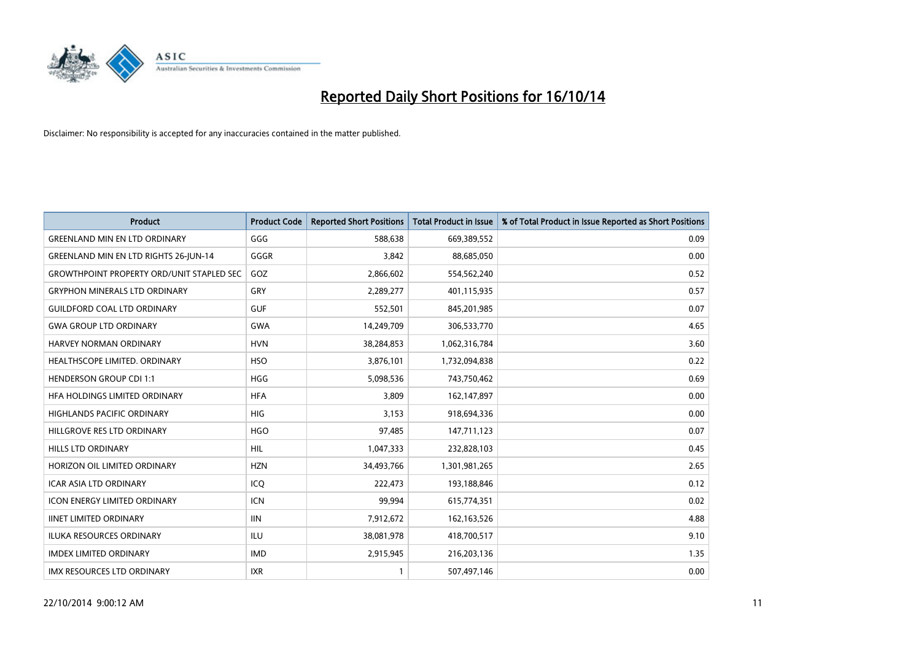# Reported Daily Short Positions for 16/10/14

Disclaimer: No responsibility is accepted for any inaccuracies contained in the matter published.

| Product | Product Code | Reported Short Positions | Total Product in Issue | % of Total Product in Issue Reported as Short Positions |
|---|---|---|---|---|
| GREENLAND MIN EN LTD ORDINARY | GGG | 588,638 | 669,389,552 | 0.09 |
| GREENLAND MIN EN LTD RIGHTS 26-JUN-14 | GGGR | 3,842 | 88,685,050 | 0.00 |
| GROWTHPOINT PROPERTY ORD/UNIT STAPLED SEC | GOZ | 2,866,602 | 554,562,240 | 0.52 |
| GRYPHON MINERALS LTD ORDINARY | GRY | 2,289,277 | 401,115,935 | 0.57 |
| GUILDFORD COAL LTD ORDINARY | GUF | 552,501 | 845,201,985 | 0.07 |
| GWA GROUP LTD ORDINARY | GWA | 14,249,709 | 306,533,770 | 4.65 |
| HARVEY NORMAN ORDINARY | HVN | 38,284,853 | 1,062,316,784 | 3.60 |
| HEALTHSCOPE LIMITED. ORDINARY | HSO | 3,876,101 | 1,732,094,838 | 0.22 |
| HENDERSON GROUP CDI 1:1 | HGG | 5,098,536 | 743,750,462 | 0.69 |
| HFA HOLDINGS LIMITED ORDINARY | HFA | 3,809 | 162,147,897 | 0.00 |
| HIGHLANDS PACIFIC ORDINARY | HIG | 3,153 | 918,694,336 | 0.00 |
| HILLGROVE RES LTD ORDINARY | HGO | 97,485 | 147,711,123 | 0.07 |
| HILLS LTD ORDINARY | HIL | 1,047,333 | 232,828,103 | 0.45 |
| HORIZON OIL LIMITED ORDINARY | HZN | 34,493,766 | 1,301,981,265 | 2.65 |
| ICAR ASIA LTD ORDINARY | ICQ | 222,473 | 193,188,846 | 0.12 |
| ICON ENERGY LIMITED ORDINARY | ICN | 99,994 | 615,774,351 | 0.02 |
| IINET LIMITED ORDINARY | IIN | 7,912,672 | 162,163,526 | 4.88 |
| ILUKA RESOURCES ORDINARY | ILU | 38,081,978 | 418,700,517 | 9.10 |
| IMDEX LIMITED ORDINARY | IMD | 2,915,945 | 216,203,136 | 1.35 |
| IMX RESOURCES LTD ORDINARY | IXR | 1 | 507,497,146 | 0.00 |

22/10/2014 9:00:12 AM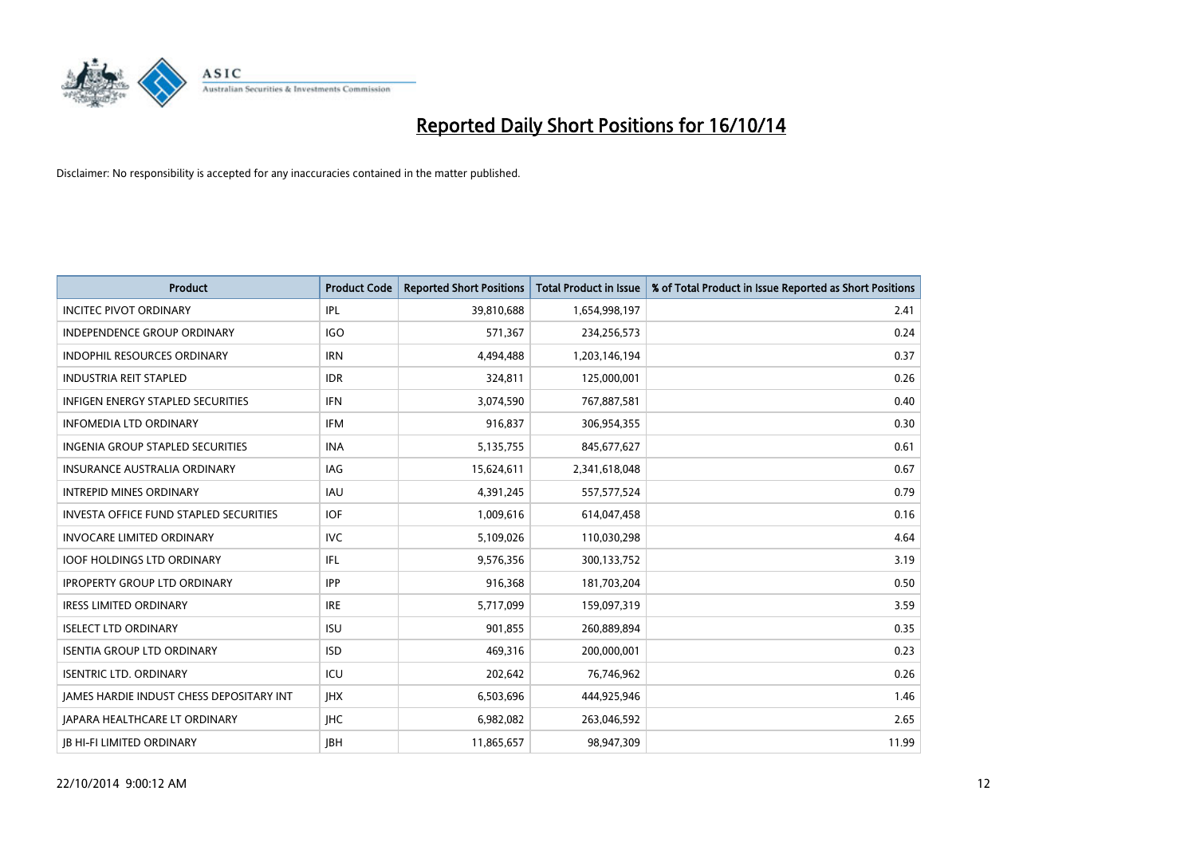# Reported Daily Short Positions for 16/10/14

Disclaimer: No responsibility is accepted for any inaccuracies contained in the matter published.

| Product | Product Code | Reported Short Positions | Total Product in Issue | % of Total Product in Issue Reported as Short Positions |
|---|---|---|---|---|
| INCITEC PIVOT ORDINARY | IPL | 39,810,688 | 1,654,998,197 | 2.41 |
| INDEPENDENCE GROUP ORDINARY | IGO | 571,367 | 234,256,573 | 0.24 |
| INDOPHIL RESOURCES ORDINARY | IRN | 4,494,488 | 1,203,146,194 | 0.37 |
| INDUSTRIA REIT STAPLED | IDR | 324,811 | 125,000,001 | 0.26 |
| INFIGEN ENERGY STAPLED SECURITIES | IFN | 3,074,590 | 767,887,581 | 0.40 |
| INFOMEDIA LTD ORDINARY | IFM | 916,837 | 306,954,355 | 0.30 |
| INGENIA GROUP STAPLED SECURITIES | INA | 5,135,755 | 845,677,627 | 0.61 |
| INSURANCE AUSTRALIA ORDINARY | IAG | 15,624,611 | 2,341,618,048 | 0.67 |
| INTREPID MINES ORDINARY | IAU | 4,391,245 | 557,577,524 | 0.79 |
| INVESTA OFFICE FUND STAPLED SECURITIES | IOF | 1,009,616 | 614,047,458 | 0.16 |
| INVOCARE LIMITED ORDINARY | IVC | 5,109,026 | 110,030,298 | 4.64 |
| IOOF HOLDINGS LTD ORDINARY | IFL | 9,576,356 | 300,133,752 | 3.19 |
| IPROPERTY GROUP LTD ORDINARY | IPP | 916,368 | 181,703,204 | 0.50 |
| IRESS LIMITED ORDINARY | IRE | 5,717,099 | 159,097,319 | 3.59 |
| ISELECT LTD ORDINARY | ISU | 901,855 | 260,889,894 | 0.35 |
| ISENTIA GROUP LTD ORDINARY | ISD | 469,316 | 200,000,001 | 0.23 |
| ISENTRIC LTD. ORDINARY | ICU | 202,642 | 76,746,962 | 0.26 |
| JAMES HARDIE INDUST CHESS DEPOSITARY INT | JHX | 6,503,696 | 444,925,946 | 1.46 |
| JAPARA HEALTHCARE LT ORDINARY | JHC | 6,982,082 | 263,046,592 | 2.65 |
| JB HI-FI LIMITED ORDINARY | JBH | 11,865,657 | 98,947,309 | 11.99 |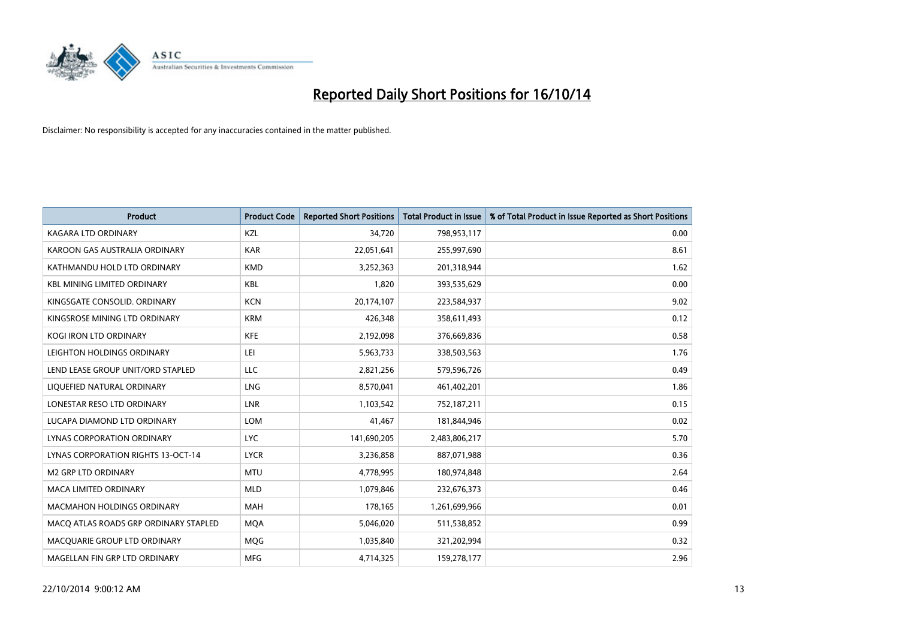# Reported Daily Short Positions for 16/10/14

Disclaimer: No responsibility is accepted for any inaccuracies contained in the matter published.

| Product | Product Code | Reported Short Positions | Total Product in Issue | % of Total Product in Issue Reported as Short Positions |
|---|---|---|---|---|
| KAGARA LTD ORDINARY | KZL | 34,720 | 798,953,117 | 0.00 |
| KAROON GAS AUSTRALIA ORDINARY | KAR | 22,051,641 | 255,997,690 | 8.61 |
| KATHMANDU HOLD LTD ORDINARY | KMD | 3,252,363 | 201,318,944 | 1.62 |
| KBL MINING LIMITED ORDINARY | KBL | 1,820 | 393,535,629 | 0.00 |
| KINGSGATE CONSOLID. ORDINARY | KCN | 20,174,107 | 223,584,937 | 9.02 |
| KINGSROSE MINING LTD ORDINARY | KRM | 426,348 | 358,611,493 | 0.12 |
| KOGI IRON LTD ORDINARY | KFE | 2,192,098 | 376,669,836 | 0.58 |
| LEIGHTON HOLDINGS ORDINARY | LEI | 5,963,733 | 338,503,563 | 1.76 |
| LEND LEASE GROUP UNIT/ORD STAPLED | LLC | 2,821,256 | 579,596,726 | 0.49 |
| LIQUEFIED NATURAL ORDINARY | LNG | 8,570,041 | 461,402,201 | 1.86 |
| LONESTAR RESO LTD ORDINARY | LNR | 1,103,542 | 752,187,211 | 0.15 |
| LUCAPA DIAMOND LTD ORDINARY | LOM | 41,467 | 181,844,946 | 0.02 |
| LYNAS CORPORATION ORDINARY | LYC | 141,690,205 | 2,483,806,217 | 5.70 |
| LYNAS CORPORATION RIGHTS 13-OCT-14 | LYCR | 3,236,858 | 887,071,988 | 0.36 |
| M2 GRP LTD ORDINARY | MTU | 4,778,995 | 180,974,848 | 2.64 |
| MACA LIMITED ORDINARY | MLD | 1,079,846 | 232,676,373 | 0.46 |
| MACMAHON HOLDINGS ORDINARY | MAH | 178,165 | 1,261,699,966 | 0.01 |
| MACQ ATLAS ROADS GRP ORDINARY STAPLED | MQA | 5,046,020 | 511,538,852 | 0.99 |
| MACQUARIE GROUP LTD ORDINARY | MQG | 1,035,840 | 321,202,994 | 0.32 |
| MAGELLAN FIN GRP LTD ORDINARY | MFG | 4,714,325 | 159,278,177 | 2.96 |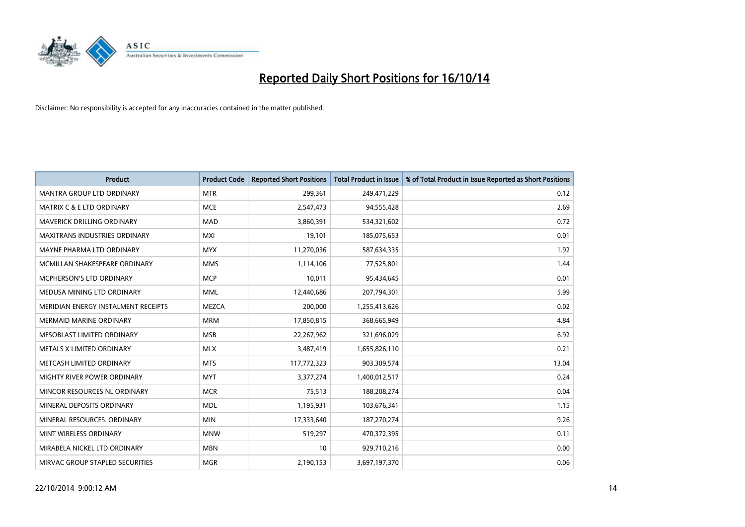# Reported Daily Short Positions for 16/10/14

Disclaimer: No responsibility is accepted for any inaccuracies contained in the matter published.

| Product | Product Code | Reported Short Positions | Total Product in Issue | % of Total Product in Issue Reported as Short Positions |
|---|---|---|---|---|
| MANTRA GROUP LTD ORDINARY | MTR | 299,361 | 249,471,229 | 0.12 |
| MATRIX C & E LTD ORDINARY | MCE | 2,547,473 | 94,555,428 | 2.69 |
| MAVERICK DRILLING ORDINARY | MAD | 3,860,391 | 534,321,602 | 0.72 |
| MAXITRANS INDUSTRIES ORDINARY | MXI | 19,101 | 185,075,653 | 0.01 |
| MAYNE PHARMA LTD ORDINARY | MYX | 11,270,036 | 587,634,335 | 1.92 |
| MCMILLAN SHAKESPEARE ORDINARY | MMS | 1,114,106 | 77,525,801 | 1.44 |
| MCPHERSON'S LTD ORDINARY | MCP | 10,011 | 95,434,645 | 0.01 |
| MEDUSA MINING LTD ORDINARY | MML | 12,440,686 | 207,794,301 | 5.99 |
| MERIDIAN ENERGY INSTALMENT RECEIPTS | MEZCA | 200,000 | 1,255,413,626 | 0.02 |
| MERMAID MARINE ORDINARY | MRM | 17,850,815 | 368,665,949 | 4.84 |
| MESOBLAST LIMITED ORDINARY | MSB | 22,267,962 | 321,696,029 | 6.92 |
| METALS X LIMITED ORDINARY | MLX | 3,487,419 | 1,655,826,110 | 0.21 |
| METCASH LIMITED ORDINARY | MTS | 117,772,323 | 903,309,574 | 13.04 |
| MIGHTY RIVER POWER ORDINARY | MYT | 3,377,274 | 1,400,012,517 | 0.24 |
| MINCOR RESOURCES NL ORDINARY | MCR | 75,513 | 188,208,274 | 0.04 |
| MINERAL DEPOSITS ORDINARY | MDL | 1,195,931 | 103,676,341 | 1.15 |
| MINERAL RESOURCES. ORDINARY | MIN | 17,333,640 | 187,270,274 | 9.26 |
| MINT WIRELESS ORDINARY | MNW | 519,297 | 470,372,395 | 0.11 |
| MIRABELA NICKEL LTD ORDINARY | MBN | 10 | 929,710,216 | 0.00 |
| MIRVAC GROUP STAPLED SECURITIES | MGR | 2,190,153 | 3,697,197,370 | 0.06 |

22/10/2014 9:00:12 AM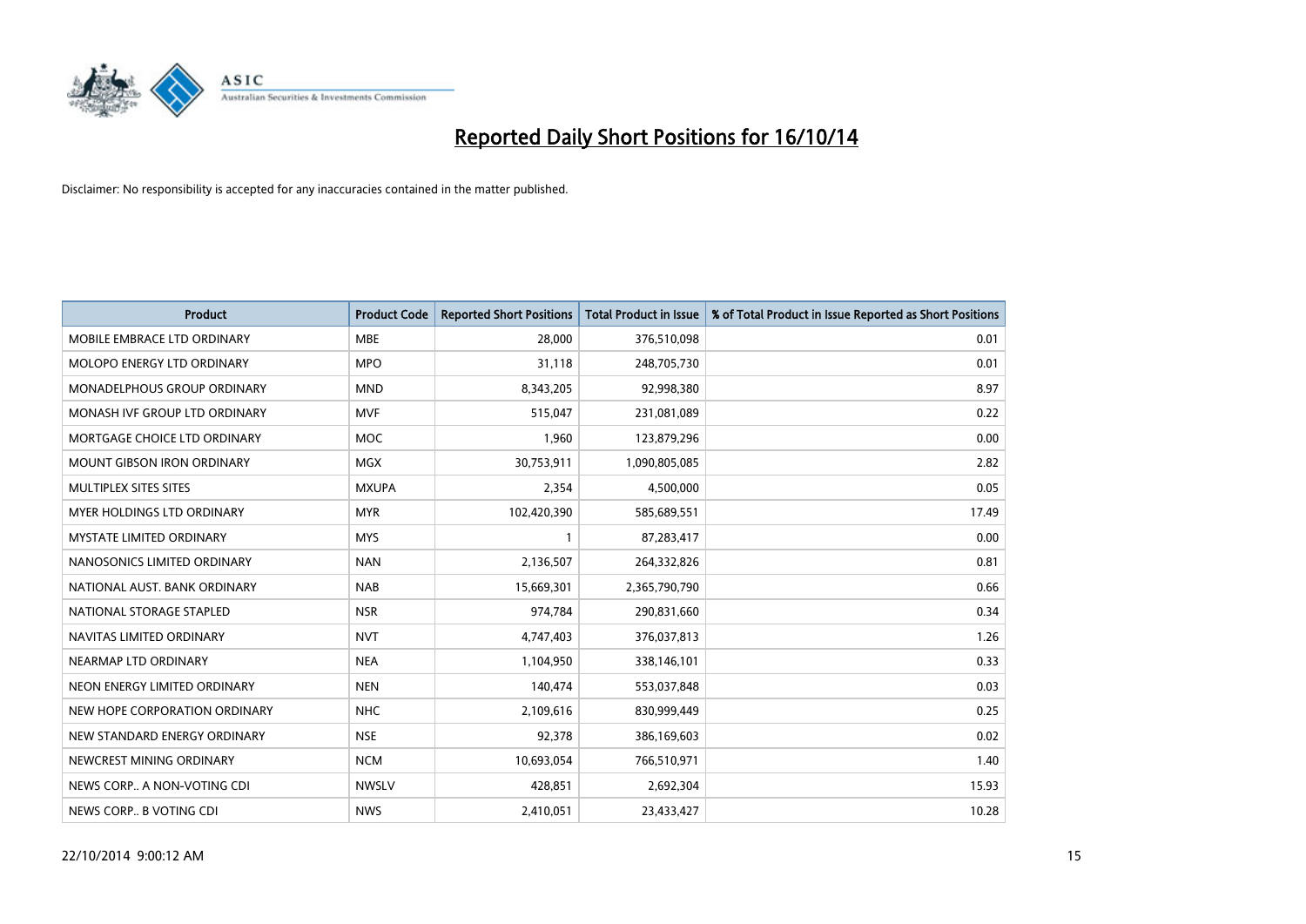# Reported Daily Short Positions for 16/10/14

Disclaimer: No responsibility is accepted for any inaccuracies contained in the matter published.

| Product | Product Code | Reported Short Positions | Total Product in Issue | % of Total Product in Issue Reported as Short Positions |
|---|---|---|---|---|
| MOBILE EMBRACE LTD ORDINARY | MBE | 28,000 | 376,510,098 | 0.01 |
| MOLOPO ENERGY LTD ORDINARY | MPO | 31,118 | 248,705,730 | 0.01 |
| MONADELPHOUS GROUP ORDINARY | MND | 8,343,205 | 92,998,380 | 8.97 |
| MONASH IVF GROUP LTD ORDINARY | MVF | 515,047 | 231,081,089 | 0.22 |
| MORTGAGE CHOICE LTD ORDINARY | MOC | 1,960 | 123,879,296 | 0.00 |
| MOUNT GIBSON IRON ORDINARY | MGX | 30,753,911 | 1,090,805,085 | 2.82 |
| MULTIPLEX SITES SITES | MXUPA | 2,354 | 4,500,000 | 0.05 |
| MYER HOLDINGS LTD ORDINARY | MYR | 102,420,390 | 585,689,551 | 17.49 |
| MYSTATE LIMITED ORDINARY | MYS | 1 | 87,283,417 | 0.00 |
| NANOSONICS LIMITED ORDINARY | NAN | 2,136,507 | 264,332,826 | 0.81 |
| NATIONAL AUST. BANK ORDINARY | NAB | 15,669,301 | 2,365,790,790 | 0.66 |
| NATIONAL STORAGE STAPLED | NSR | 974,784 | 290,831,660 | 0.34 |
| NAVITAS LIMITED ORDINARY | NVT | 4,747,403 | 376,037,813 | 1.26 |
| NEARMAP LTD ORDINARY | NEA | 1,104,950 | 338,146,101 | 0.33 |
| NEON ENERGY LIMITED ORDINARY | NEN | 140,474 | 553,037,848 | 0.03 |
| NEW HOPE CORPORATION ORDINARY | NHC | 2,109,616 | 830,999,449 | 0.25 |
| NEW STANDARD ENERGY ORDINARY | NSE | 92,378 | 386,169,603 | 0.02 |
| NEWCREST MINING ORDINARY | NCM | 10,693,054 | 766,510,971 | 1.40 |
| NEWS CORP.. A NON-VOTING CDI | NWSLV | 428,851 | 2,692,304 | 15.93 |
| NEWS CORP.. B VOTING CDI | NWS | 2,410,051 | 23,433,427 | 10.28 |

22/10/2014 9:00:12 AM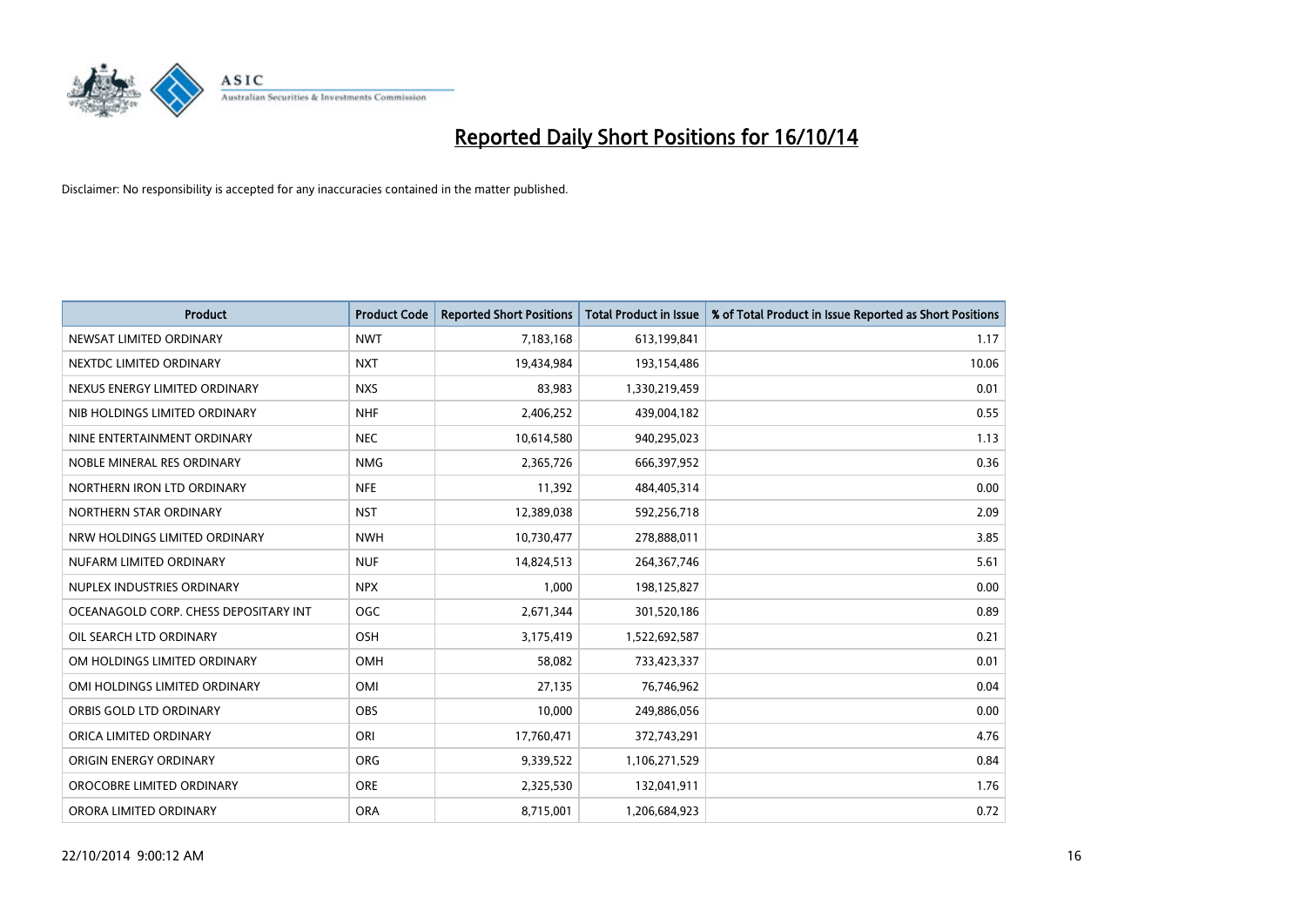# Reported Daily Short Positions for 16/10/14

Disclaimer: No responsibility is accepted for any inaccuracies contained in the matter published.

| Product | Product Code | Reported Short Positions | Total Product in Issue | % of Total Product in Issue Reported as Short Positions |
|---|---|---|---|---|
| NEWSAT LIMITED ORDINARY | NWT | 7,183,168 | 613,199,841 | 1.17 |
| NEXTDC LIMITED ORDINARY | NXT | 19,434,984 | 193,154,486 | 10.06 |
| NEXUS ENERGY LIMITED ORDINARY | NXS | 83,983 | 1,330,219,459 | 0.01 |
| NIB HOLDINGS LIMITED ORDINARY | NHF | 2,406,252 | 439,004,182 | 0.55 |
| NINE ENTERTAINMENT ORDINARY | NEC | 10,614,580 | 940,295,023 | 1.13 |
| NOBLE MINERAL RES ORDINARY | NMG | 2,365,726 | 666,397,952 | 0.36 |
| NORTHERN IRON LTD ORDINARY | NFE | 11,392 | 484,405,314 | 0.00 |
| NORTHERN STAR ORDINARY | NST | 12,389,038 | 592,256,718 | 2.09 |
| NRW HOLDINGS LIMITED ORDINARY | NWH | 10,730,477 | 278,888,011 | 3.85 |
| NUFARM LIMITED ORDINARY | NUF | 14,824,513 | 264,367,746 | 5.61 |
| NUPLEX INDUSTRIES ORDINARY | NPX | 1,000 | 198,125,827 | 0.00 |
| OCEANAGOLD CORP. CHESS DEPOSITARY INT | OGC | 2,671,344 | 301,520,186 | 0.89 |
| OIL SEARCH LTD ORDINARY | OSH | 3,175,419 | 1,522,692,587 | 0.21 |
| OM HOLDINGS LIMITED ORDINARY | OMH | 58,082 | 733,423,337 | 0.01 |
| OMI HOLDINGS LIMITED ORDINARY | OMI | 27,135 | 76,746,962 | 0.04 |
| ORBIS GOLD LTD ORDINARY | OBS | 10,000 | 249,886,056 | 0.00 |
| ORICA LIMITED ORDINARY | ORI | 17,760,471 | 372,743,291 | 4.76 |
| ORIGIN ENERGY ORDINARY | ORG | 9,339,522 | 1,106,271,529 | 0.84 |
| OROCOBRE LIMITED ORDINARY | ORE | 2,325,530 | 132,041,911 | 1.76 |
| ORORA LIMITED ORDINARY | ORA | 8,715,001 | 1,206,684,923 | 0.72 |

22/10/2014 9:00:12 AM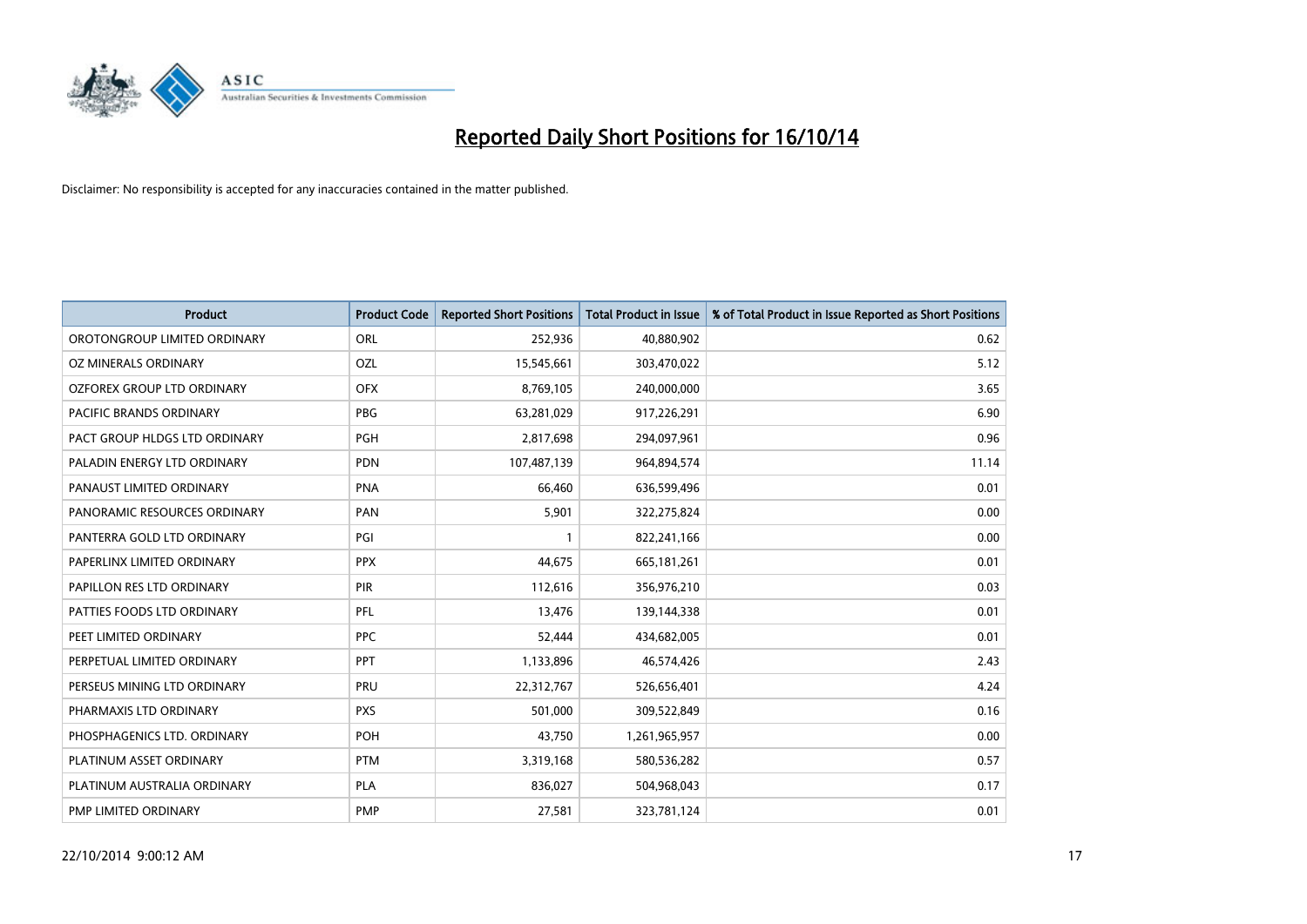# Reported Daily Short Positions for 16/10/14

Disclaimer: No responsibility is accepted for any inaccuracies contained in the matter published.

| Product | Product Code | Reported Short Positions | Total Product in Issue | % of Total Product in Issue Reported as Short Positions |
|---|---|---|---|---|
| OROTONGROUP LIMITED ORDINARY | ORL | 252,936 | 40,880,902 | 0.62 |
| OZ MINERALS ORDINARY | OZL | 15,545,661 | 303,470,022 | 5.12 |
| OZFOREX GROUP LTD ORDINARY | OFX | 8,769,105 | 240,000,000 | 3.65 |
| PACIFIC BRANDS ORDINARY | PBG | 63,281,029 | 917,226,291 | 6.90 |
| PACT GROUP HLDGS LTD ORDINARY | PGH | 2,817,698 | 294,097,961 | 0.96 |
| PALADIN ENERGY LTD ORDINARY | PDN | 107,487,139 | 964,894,574 | 11.14 |
| PANAUST LIMITED ORDINARY | PNA | 66,460 | 636,599,496 | 0.01 |
| PANORAMIC RESOURCES ORDINARY | PAN | 5,901 | 322,275,824 | 0.00 |
| PANTERRA GOLD LTD ORDINARY | PGI | 1 | 822,241,166 | 0.00 |
| PAPERLINX LIMITED ORDINARY | PPX | 44,675 | 665,181,261 | 0.01 |
| PAPILLON RES LTD ORDINARY | PIR | 112,616 | 356,976,210 | 0.03 |
| PATTIES FOODS LTD ORDINARY | PFL | 13,476 | 139,144,338 | 0.01 |
| PEET LIMITED ORDINARY | PPC | 52,444 | 434,682,005 | 0.01 |
| PERPETUAL LIMITED ORDINARY | PPT | 1,133,896 | 46,574,426 | 2.43 |
| PERSEUS MINING LTD ORDINARY | PRU | 22,312,767 | 526,656,401 | 4.24 |
| PHARMAXIS LTD ORDINARY | PXS | 501,000 | 309,522,849 | 0.16 |
| PHOSPHAGENICS LTD. ORDINARY | POH | 43,750 | 1,261,965,957 | 0.00 |
| PLATINUM ASSET ORDINARY | PTM | 3,319,168 | 580,536,282 | 0.57 |
| PLATINUM AUSTRALIA ORDINARY | PLA | 836,027 | 504,968,043 | 0.17 |
| PMP LIMITED ORDINARY | PMP | 27,581 | 323,781,124 | 0.01 |

22/10/2014 9:00:12 AM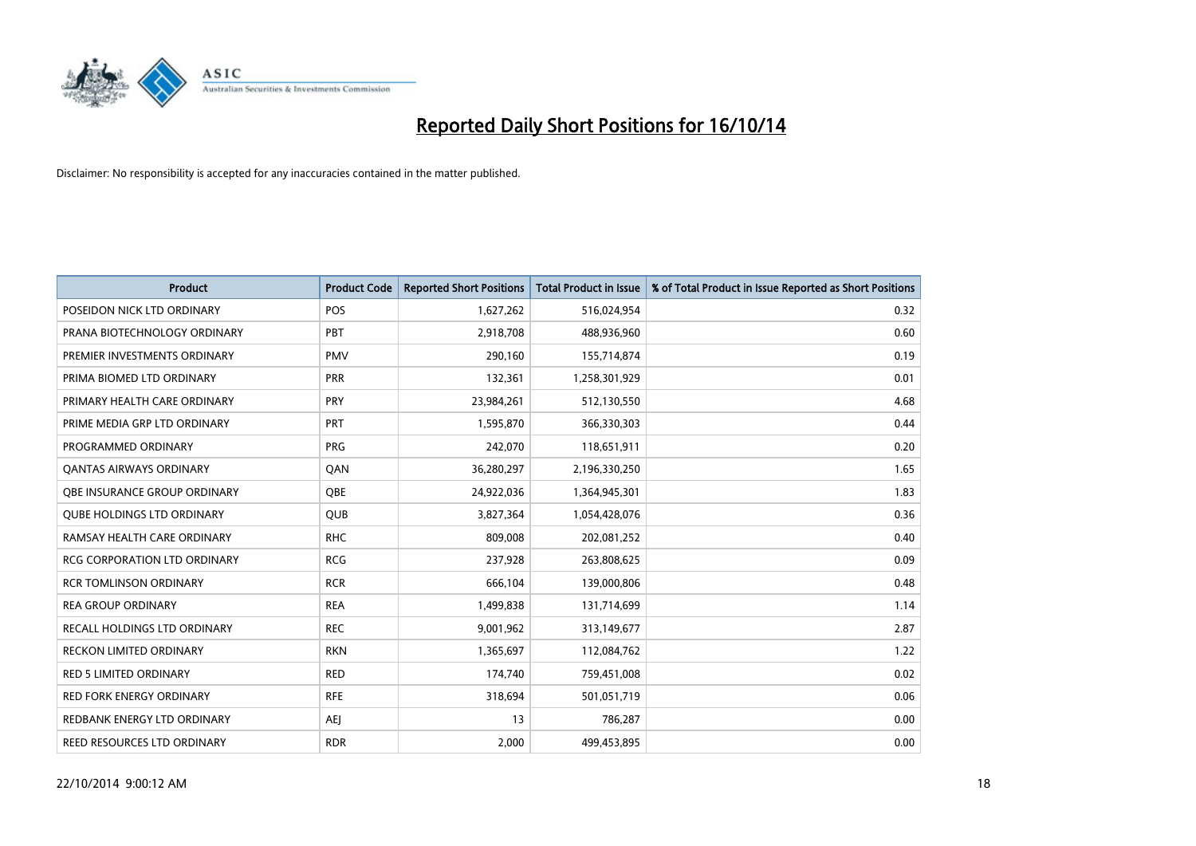# Reported Daily Short Positions for 16/10/14

Disclaimer: No responsibility is accepted for any inaccuracies contained in the matter published.

| Product | Product Code | Reported Short Positions | Total Product in Issue | % of Total Product in Issue Reported as Short Positions |
|---|---|---|---|---|
| POSEIDON NICK LTD ORDINARY | POS | 1,627,262 | 516,024,954 | 0.32 |
| PRANA BIOTECHNOLOGY ORDINARY | PBT | 2,918,708 | 488,936,960 | 0.60 |
| PREMIER INVESTMENTS ORDINARY | PMV | 290,160 | 155,714,874 | 0.19 |
| PRIMA BIOMED LTD ORDINARY | PRR | 132,361 | 1,258,301,929 | 0.01 |
| PRIMARY HEALTH CARE ORDINARY | PRY | 23,984,261 | 512,130,550 | 4.68 |
| PRIME MEDIA GRP LTD ORDINARY | PRT | 1,595,870 | 366,330,303 | 0.44 |
| PROGRAMMED ORDINARY | PRG | 242,070 | 118,651,911 | 0.20 |
| QANTAS AIRWAYS ORDINARY | QAN | 36,280,297 | 2,196,330,250 | 1.65 |
| QBE INSURANCE GROUP ORDINARY | QBE | 24,922,036 | 1,364,945,301 | 1.83 |
| QUBE HOLDINGS LTD ORDINARY | QUB | 3,827,364 | 1,054,428,076 | 0.36 |
| RAMSAY HEALTH CARE ORDINARY | RHC | 809,008 | 202,081,252 | 0.40 |
| RCG CORPORATION LTD ORDINARY | RCG | 237,928 | 263,808,625 | 0.09 |
| RCR TOMLINSON ORDINARY | RCR | 666,104 | 139,000,806 | 0.48 |
| REA GROUP ORDINARY | REA | 1,499,838 | 131,714,699 | 1.14 |
| RECALL HOLDINGS LTD ORDINARY | REC | 9,001,962 | 313,149,677 | 2.87 |
| RECKON LIMITED ORDINARY | RKN | 1,365,697 | 112,084,762 | 1.22 |
| RED 5 LIMITED ORDINARY | RED | 174,740 | 759,451,008 | 0.02 |
| RED FORK ENERGY ORDINARY | RFE | 318,694 | 501,051,719 | 0.06 |
| REDBANK ENERGY LTD ORDINARY | AEJ | 13 | 786,287 | 0.00 |
| REED RESOURCES LTD ORDINARY | RDR | 2,000 | 499,453,895 | 0.00 |

22/10/2014 9:00:12 AM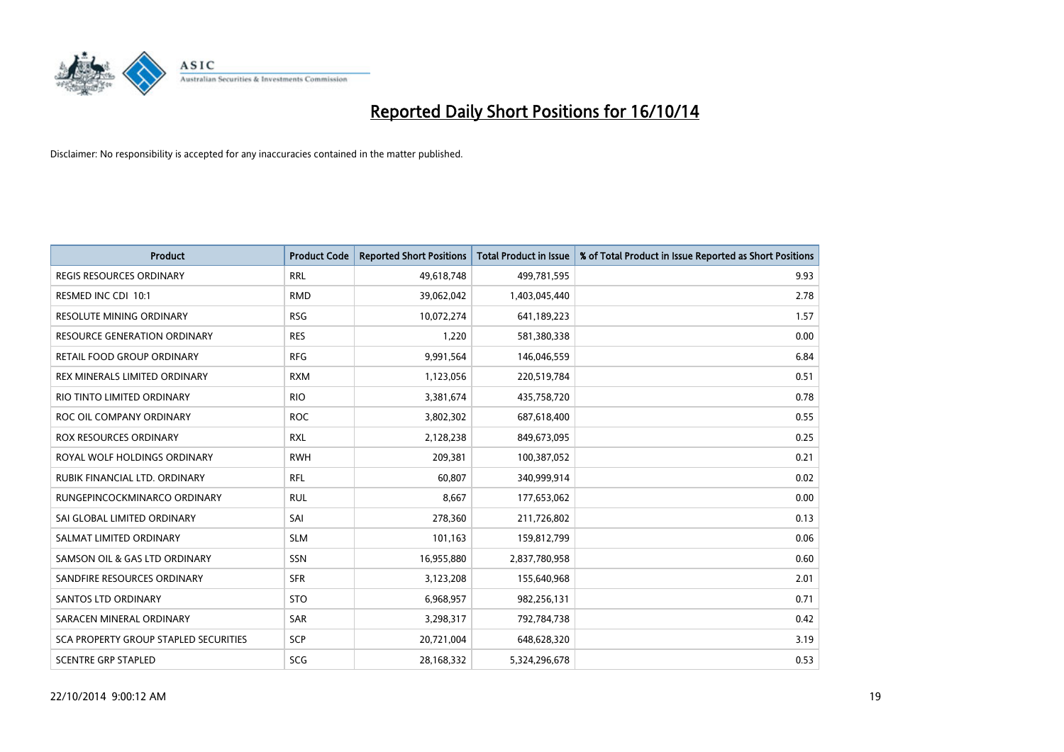# Reported Daily Short Positions for 16/10/14

Disclaimer: No responsibility is accepted for any inaccuracies contained in the matter published.

| Product | Product Code | Reported Short Positions | Total Product in Issue | % of Total Product in Issue Reported as Short Positions |
|---|---|---|---|---|
| REGIS RESOURCES ORDINARY | RRL | 49,618,748 | 499,781,595 | 9.93 |
| RESMED INC CDI 10:1 | RMD | 39,062,042 | 1,403,045,440 | 2.78 |
| RESOLUTE MINING ORDINARY | RSG | 10,072,274 | 641,189,223 | 1.57 |
| RESOURCE GENERATION ORDINARY | RES | 1,220 | 581,380,338 | 0.00 |
| RETAIL FOOD GROUP ORDINARY | RFG | 9,991,564 | 146,046,559 | 6.84 |
| REX MINERALS LIMITED ORDINARY | RXM | 1,123,056 | 220,519,784 | 0.51 |
| RIO TINTO LIMITED ORDINARY | RIO | 3,381,674 | 435,758,720 | 0.78 |
| ROC OIL COMPANY ORDINARY | ROC | 3,802,302 | 687,618,400 | 0.55 |
| ROX RESOURCES ORDINARY | RXL | 2,128,238 | 849,673,095 | 0.25 |
| ROYAL WOLF HOLDINGS ORDINARY | RWH | 209,381 | 100,387,052 | 0.21 |
| RUBIK FINANCIAL LTD. ORDINARY | RFL | 60,807 | 340,999,914 | 0.02 |
| RUNGEPINCOCKMINARCO ORDINARY | RUL | 8,667 | 177,653,062 | 0.00 |
| SAI GLOBAL LIMITED ORDINARY | SAI | 278,360 | 211,726,802 | 0.13 |
| SALMAT LIMITED ORDINARY | SLM | 101,163 | 159,812,799 | 0.06 |
| SAMSON OIL & GAS LTD ORDINARY | SSN | 16,955,880 | 2,837,780,958 | 0.60 |
| SANDFIRE RESOURCES ORDINARY | SFR | 3,123,208 | 155,640,968 | 2.01 |
| SANTOS LTD ORDINARY | STO | 6,968,957 | 982,256,131 | 0.71 |
| SARACEN MINERAL ORDINARY | SAR | 3,298,317 | 792,784,738 | 0.42 |
| SCA PROPERTY GROUP STAPLED SECURITIES | SCP | 20,721,004 | 648,628,320 | 3.19 |
| SCENTRE GRP STAPLED | SCG | 28,168,332 | 5,324,296,678 | 0.53 |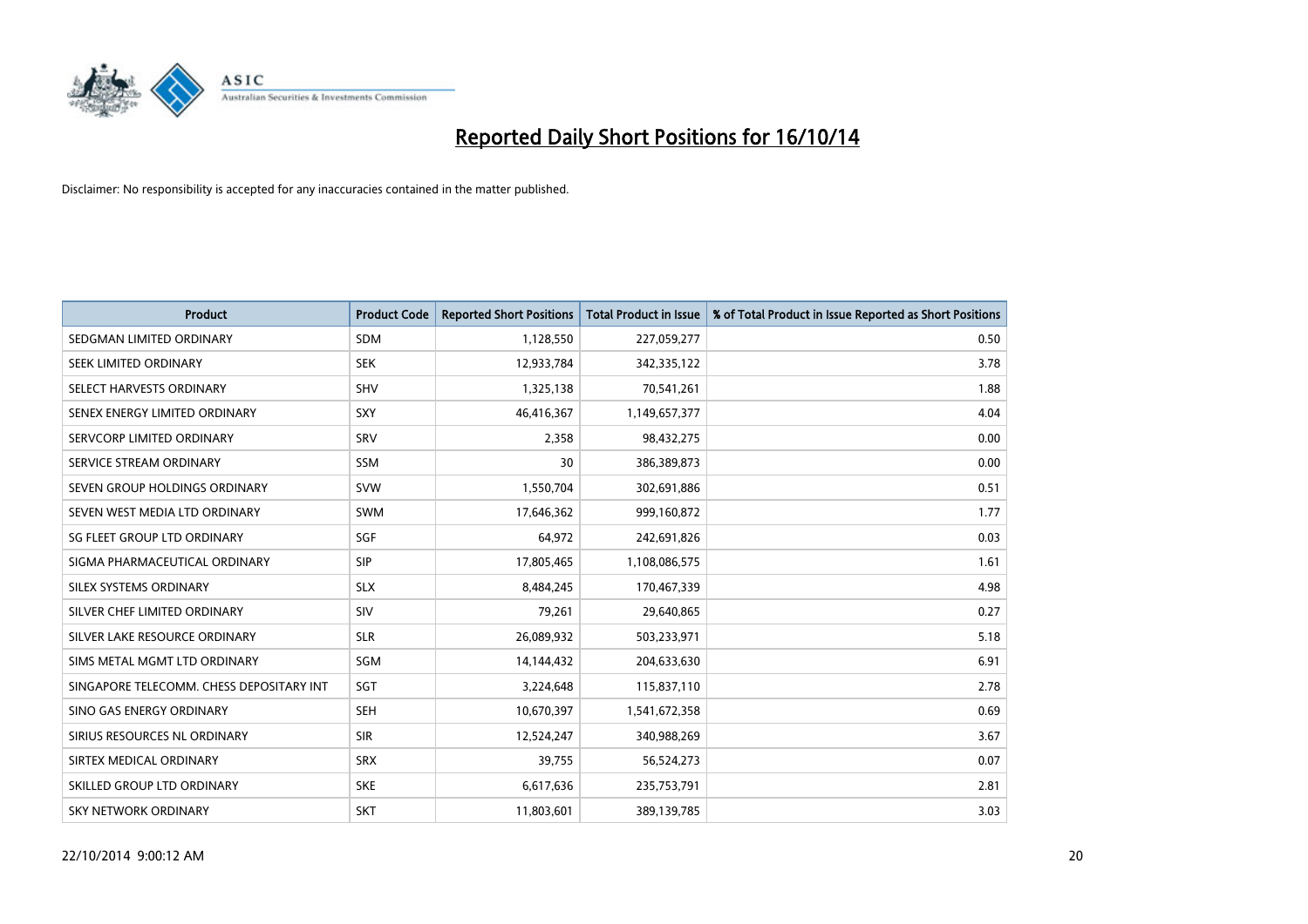# Reported Daily Short Positions for 16/10/14

Disclaimer: No responsibility is accepted for any inaccuracies contained in the matter published.

| Product | Product Code | Reported Short Positions | Total Product in Issue | % of Total Product in Issue Reported as Short Positions |
|---|---|---|---|---|
| SEDGMAN LIMITED ORDINARY | SDM | 1,128,550 | 227,059,277 | 0.50 |
| SEEK LIMITED ORDINARY | SEK | 12,933,784 | 342,335,122 | 3.78 |
| SELECT HARVESTS ORDINARY | SHV | 1,325,138 | 70,541,261 | 1.88 |
| SENEX ENERGY LIMITED ORDINARY | SXY | 46,416,367 | 1,149,657,377 | 4.04 |
| SERVCORP LIMITED ORDINARY | SRV | 2,358 | 98,432,275 | 0.00 |
| SERVICE STREAM ORDINARY | SSM | 30 | 386,389,873 | 0.00 |
| SEVEN GROUP HOLDINGS ORDINARY | SVW | 1,550,704 | 302,691,886 | 0.51 |
| SEVEN WEST MEDIA LTD ORDINARY | SWM | 17,646,362 | 999,160,872 | 1.77 |
| SG FLEET GROUP LTD ORDINARY | SGF | 64,972 | 242,691,826 | 0.03 |
| SIGMA PHARMACEUTICAL ORDINARY | SIP | 17,805,465 | 1,108,086,575 | 1.61 |
| SILEX SYSTEMS ORDINARY | SLX | 8,484,245 | 170,467,339 | 4.98 |
| SILVER CHEF LIMITED ORDINARY | SIV | 79,261 | 29,640,865 | 0.27 |
| SILVER LAKE RESOURCE ORDINARY | SLR | 26,089,932 | 503,233,971 | 5.18 |
| SIMS METAL MGMT LTD ORDINARY | SGM | 14,144,432 | 204,633,630 | 6.91 |
| SINGAPORE TELECOMM. CHESS DEPOSITARY INT | SGT | 3,224,648 | 115,837,110 | 2.78 |
| SINO GAS ENERGY ORDINARY | SEH | 10,670,397 | 1,541,672,358 | 0.69 |
| SIRIUS RESOURCES NL ORDINARY | SIR | 12,524,247 | 340,988,269 | 3.67 |
| SIRTEX MEDICAL ORDINARY | SRX | 39,755 | 56,524,273 | 0.07 |
| SKILLED GROUP LTD ORDINARY | SKE | 6,617,636 | 235,753,791 | 2.81 |
| SKY NETWORK ORDINARY | SKT | 11,803,601 | 389,139,785 | 3.03 |

22/10/2014 9:00:12 AM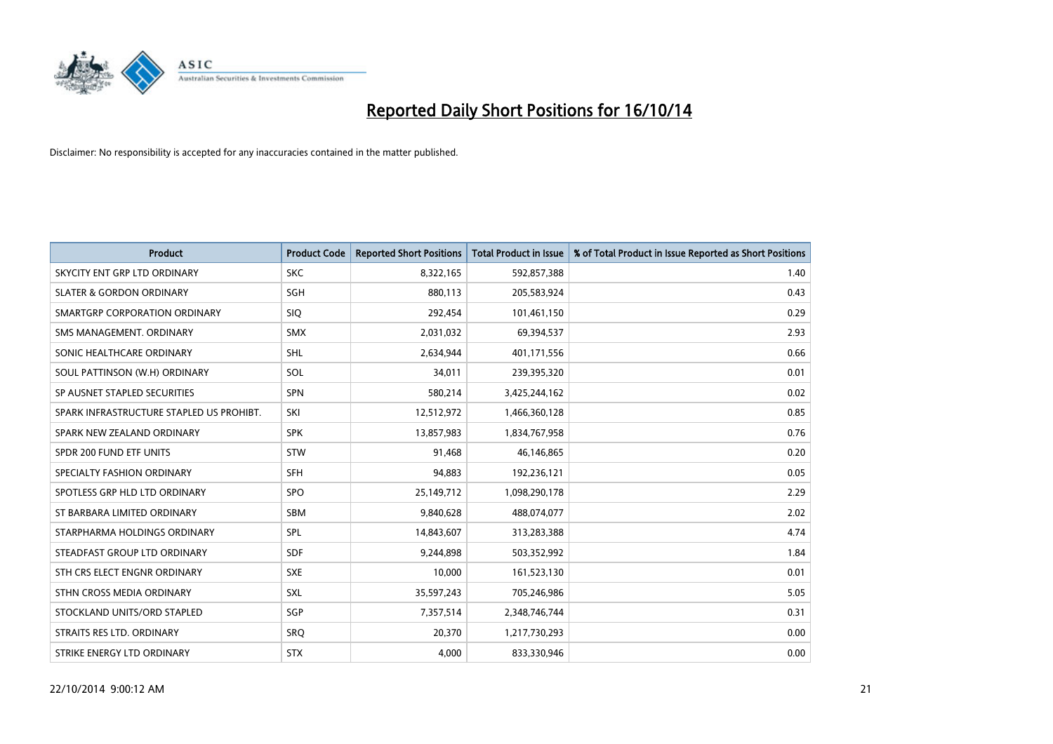# Reported Daily Short Positions for 16/10/14

Disclaimer: No responsibility is accepted for any inaccuracies contained in the matter published.

| Product | Product Code | Reported Short Positions | Total Product in Issue | % of Total Product in Issue Reported as Short Positions |
|---|---|---|---|---|
| SKYCITY ENT GRP LTD ORDINARY | SKC | 8,322,165 | 592,857,388 | 1.40 |
| SLATER & GORDON ORDINARY | SGH | 880,113 | 205,583,924 | 0.43 |
| SMARTGRP CORPORATION ORDINARY | SIQ | 292,454 | 101,461,150 | 0.29 |
| SMS MANAGEMENT. ORDINARY | SMX | 2,031,032 | 69,394,537 | 2.93 |
| SONIC HEALTHCARE ORDINARY | SHL | 2,634,944 | 401,171,556 | 0.66 |
| SOUL PATTINSON (W.H) ORDINARY | SOL | 34,011 | 239,395,320 | 0.01 |
| SP AUSNET STAPLED SECURITIES | SPN | 580,214 | 3,425,244,162 | 0.02 |
| SPARK INFRASTRUCTURE STAPLED US PROHIBT. | SKI | 12,512,972 | 1,466,360,128 | 0.85 |
| SPARK NEW ZEALAND ORDINARY | SPK | 13,857,983 | 1,834,767,958 | 0.76 |
| SPDR 200 FUND ETF UNITS | STW | 91,468 | 46,146,865 | 0.20 |
| SPECIALTY FASHION ORDINARY | SFH | 94,883 | 192,236,121 | 0.05 |
| SPOTLESS GRP HLD LTD ORDINARY | SPO | 25,149,712 | 1,098,290,178 | 2.29 |
| ST BARBARA LIMITED ORDINARY | SBM | 9,840,628 | 488,074,077 | 2.02 |
| STARPHARMA HOLDINGS ORDINARY | SPL | 14,843,607 | 313,283,388 | 4.74 |
| STEADFAST GROUP LTD ORDINARY | SDF | 9,244,898 | 503,352,992 | 1.84 |
| STH CRS ELECT ENGNR ORDINARY | SXE | 10,000 | 161,523,130 | 0.01 |
| STHN CROSS MEDIA ORDINARY | SXL | 35,597,243 | 705,246,986 | 5.05 |
| STOCKLAND UNITS/ORD STAPLED | SGP | 7,357,514 | 2,348,746,744 | 0.31 |
| STRAITS RES LTD. ORDINARY | SRQ | 20,370 | 1,217,730,293 | 0.00 |
| STRIKE ENERGY LTD ORDINARY | STX | 4,000 | 833,330,946 | 0.00 |

22/10/2014 9:00:12 AM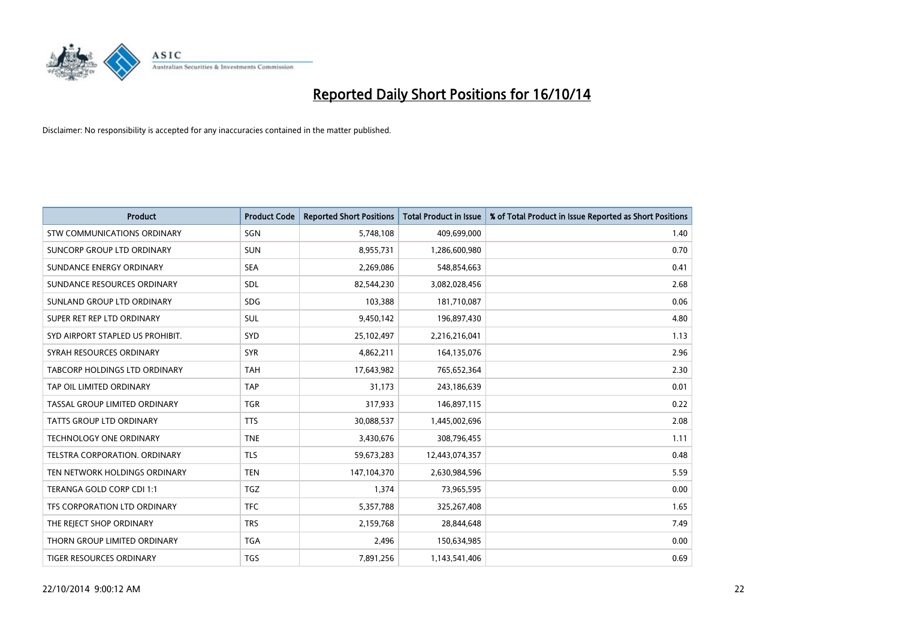# Reported Daily Short Positions for 16/10/14

Disclaimer: No responsibility is accepted for any inaccuracies contained in the matter published.

| Product | Product Code | Reported Short Positions | Total Product in Issue | % of Total Product in Issue Reported as Short Positions |
|---|---|---|---|---|
| STW COMMUNICATIONS ORDINARY | SGN | 5,748,108 | 409,699,000 | 1.40 |
| SUNCORP GROUP LTD ORDINARY | SUN | 8,955,731 | 1,286,600,980 | 0.70 |
| SUNDANCE ENERGY ORDINARY | SEA | 2,269,086 | 548,854,663 | 0.41 |
| SUNDANCE RESOURCES ORDINARY | SDL | 82,544,230 | 3,082,028,456 | 2.68 |
| SUNLAND GROUP LTD ORDINARY | SDG | 103,388 | 181,710,087 | 0.06 |
| SUPER RET REP LTD ORDINARY | SUL | 9,450,142 | 196,897,430 | 4.80 |
| SYD AIRPORT STAPLED US PROHIBIT. | SYD | 25,102,497 | 2,216,216,041 | 1.13 |
| SYRAH RESOURCES ORDINARY | SYR | 4,862,211 | 164,135,076 | 2.96 |
| TABCORP HOLDINGS LTD ORDINARY | TAH | 17,643,982 | 765,652,364 | 2.30 |
| TAP OIL LIMITED ORDINARY | TAP | 31,173 | 243,186,639 | 0.01 |
| TASSAL GROUP LIMITED ORDINARY | TGR | 317,933 | 146,897,115 | 0.22 |
| TATTS GROUP LTD ORDINARY | TTS | 30,088,537 | 1,445,002,696 | 2.08 |
| TECHNOLOGY ONE ORDINARY | TNE | 3,430,676 | 308,796,455 | 1.11 |
| TELSTRA CORPORATION. ORDINARY | TLS | 59,673,283 | 12,443,074,357 | 0.48 |
| TEN NETWORK HOLDINGS ORDINARY | TEN | 147,104,370 | 2,630,984,596 | 5.59 |
| TERANGA GOLD CORP CDI 1:1 | TGZ | 1,374 | 73,965,595 | 0.00 |
| TFS CORPORATION LTD ORDINARY | TFC | 5,357,788 | 325,267,408 | 1.65 |
| THE REJECT SHOP ORDINARY | TRS | 2,159,768 | 28,844,648 | 7.49 |
| THORN GROUP LIMITED ORDINARY | TGA | 2,496 | 150,634,985 | 0.00 |
| TIGER RESOURCES ORDINARY | TGS | 7,891,256 | 1,143,541,406 | 0.69 |

22/10/2014 9:00:12 AM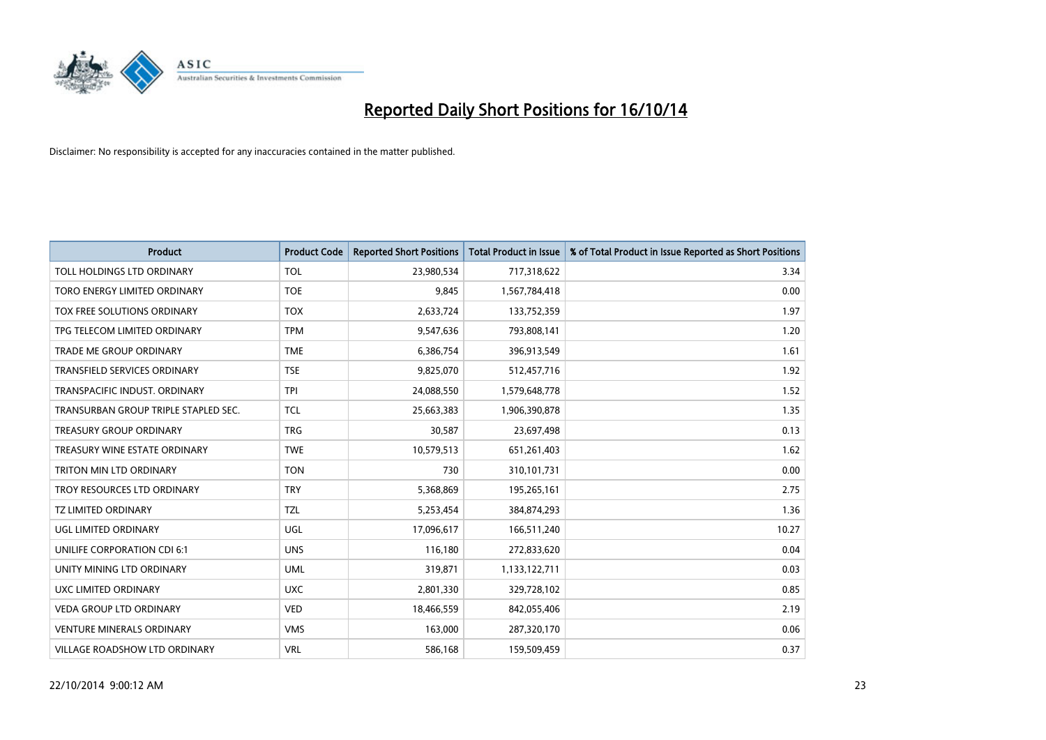# Reported Daily Short Positions for 16/10/14

Disclaimer: No responsibility is accepted for any inaccuracies contained in the matter published.

| Product | Product Code | Reported Short Positions | Total Product in Issue | % of Total Product in Issue Reported as Short Positions |
|---|---|---|---|---|
| TOLL HOLDINGS LTD ORDINARY | TOL | 23,980,534 | 717,318,622 | 3.34 |
| TORO ENERGY LIMITED ORDINARY | TOE | 9,845 | 1,567,784,418 | 0.00 |
| TOX FREE SOLUTIONS ORDINARY | TOX | 2,633,724 | 133,752,359 | 1.97 |
| TPG TELECOM LIMITED ORDINARY | TPM | 9,547,636 | 793,808,141 | 1.20 |
| TRADE ME GROUP ORDINARY | TME | 6,386,754 | 396,913,549 | 1.61 |
| TRANSFIELD SERVICES ORDINARY | TSE | 9,825,070 | 512,457,716 | 1.92 |
| TRANSPACIFIC INDUST. ORDINARY | TPI | 24,088,550 | 1,579,648,778 | 1.52 |
| TRANSURBAN GROUP TRIPLE STAPLED SEC. | TCL | 25,663,383 | 1,906,390,878 | 1.35 |
| TREASURY GROUP ORDINARY | TRG | 30,587 | 23,697,498 | 0.13 |
| TREASURY WINE ESTATE ORDINARY | TWE | 10,579,513 | 651,261,403 | 1.62 |
| TRITON MIN LTD ORDINARY | TON | 730 | 310,101,731 | 0.00 |
| TROY RESOURCES LTD ORDINARY | TRY | 5,368,869 | 195,265,161 | 2.75 |
| TZ LIMITED ORDINARY | TZL | 5,253,454 | 384,874,293 | 1.36 |
| UGL LIMITED ORDINARY | UGL | 17,096,617 | 166,511,240 | 10.27 |
| UNILIFE CORPORATION CDI 6:1 | UNS | 116,180 | 272,833,620 | 0.04 |
| UNITY MINING LTD ORDINARY | UML | 319,871 | 1,133,122,711 | 0.03 |
| UXC LIMITED ORDINARY | UXC | 2,801,330 | 329,728,102 | 0.85 |
| VEDA GROUP LTD ORDINARY | VED | 18,466,559 | 842,055,406 | 2.19 |
| VENTURE MINERALS ORDINARY | VMS | 163,000 | 287,320,170 | 0.06 |
| VILLAGE ROADSHOW LTD ORDINARY | VRL | 586,168 | 159,509,459 | 0.37 |

22/10/2014 9:00:12 AM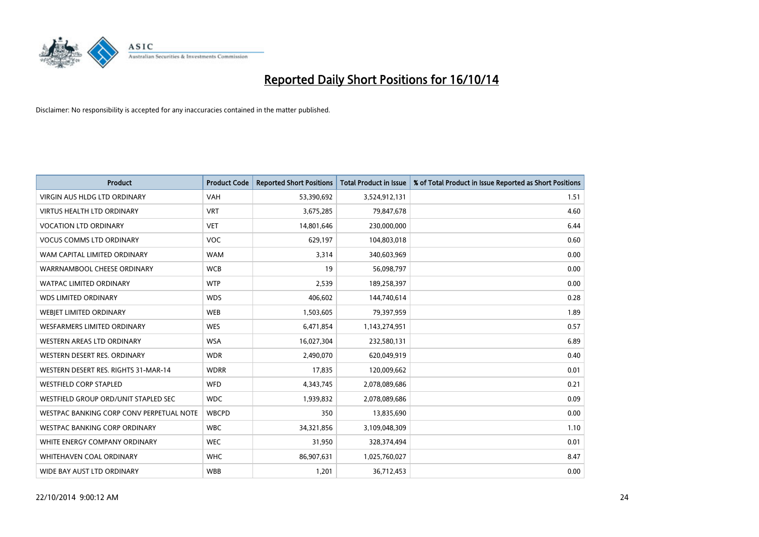# Reported Daily Short Positions for 16/10/14

Disclaimer: No responsibility is accepted for any inaccuracies contained in the matter published.

| Product | Product Code | Reported Short Positions | Total Product in Issue | % of Total Product in Issue Reported as Short Positions |
|---|---|---|---|---|
| VIRGIN AUS HLDG LTD ORDINARY | VAH | 53,390,692 | 3,524,912,131 | 1.51 |
| VIRTUS HEALTH LTD ORDINARY | VRT | 3,675,285 | 79,847,678 | 4.60 |
| VOCATION LTD ORDINARY | VET | 14,801,646 | 230,000,000 | 6.44 |
| VOCUS COMMS LTD ORDINARY | VOC | 629,197 | 104,803,018 | 0.60 |
| WAM CAPITAL LIMITED ORDINARY | WAM | 3,314 | 340,603,969 | 0.00 |
| WARRNAMBOOL CHEESE ORDINARY | WCB | 19 | 56,098,797 | 0.00 |
| WATPAC LIMITED ORDINARY | WTP | 2,539 | 189,258,397 | 0.00 |
| WDS LIMITED ORDINARY | WDS | 406,602 | 144,740,614 | 0.28 |
| WEBJET LIMITED ORDINARY | WEB | 1,503,605 | 79,397,959 | 1.89 |
| WESFARMERS LIMITED ORDINARY | WES | 6,471,854 | 1,143,274,951 | 0.57 |
| WESTERN AREAS LTD ORDINARY | WSA | 16,027,304 | 232,580,131 | 6.89 |
| WESTERN DESERT RES. ORDINARY | WDR | 2,490,070 | 620,049,919 | 0.40 |
| WESTERN DESERT RES. RIGHTS 31-MAR-14 | WDRR | 17,835 | 120,009,662 | 0.01 |
| WESTFIELD CORP STAPLED | WFD | 4,343,745 | 2,078,089,686 | 0.21 |
| WESTFIELD GROUP ORD/UNIT STAPLED SEC | WDC | 1,939,832 | 2,078,089,686 | 0.09 |
| WESTPAC BANKING CORP CONV PERPETUAL NOTE | WBCPD | 350 | 13,835,690 | 0.00 |
| WESTPAC BANKING CORP ORDINARY | WBC | 34,321,856 | 3,109,048,309 | 1.10 |
| WHITE ENERGY COMPANY ORDINARY | WEC | 31,950 | 328,374,494 | 0.01 |
| WHITEHAVEN COAL ORDINARY | WHC | 86,907,631 | 1,025,760,027 | 8.47 |
| WIDE BAY AUST LTD ORDINARY | WBB | 1,201 | 36,712,453 | 0.00 |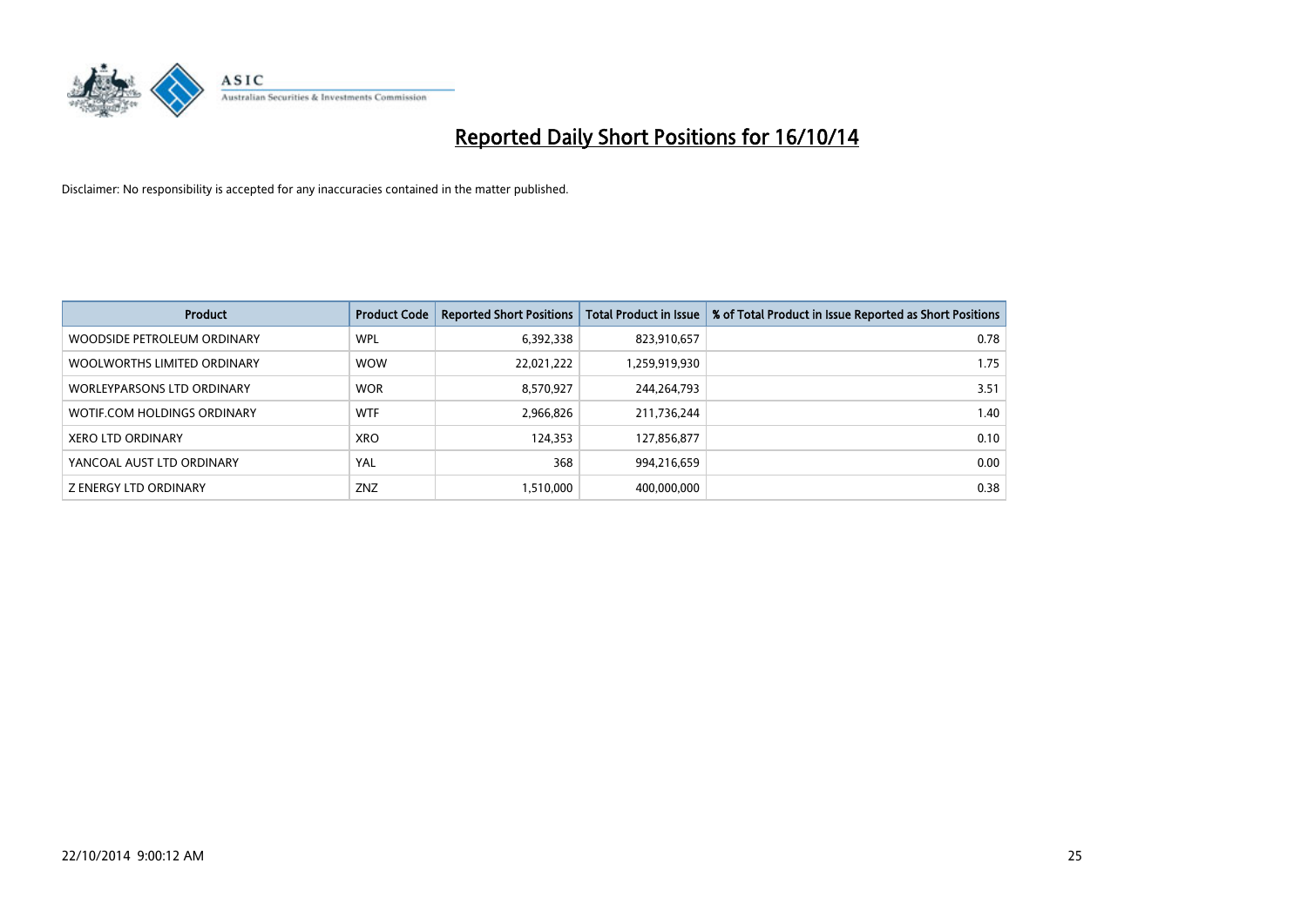# Reported Daily Short Positions for 16/10/14

Disclaimer: No responsibility is accepted for any inaccuracies contained in the matter published.

| Product | Product Code | Reported Short Positions | Total Product in Issue | % of Total Product in Issue Reported as Short Positions |
|---|---|---|---|---|
| WOODSIDE PETROLEUM ORDINARY | WPL | 6,392,338 | 823,910,657 | 0.78 |
| WOOLWORTHS LIMITED ORDINARY | WOW | 22,021,222 | 1,259,919,930 | 1.75 |
| WORLEYPARSONS LTD ORDINARY | WOR | 8,570,927 | 244,264,793 | 3.51 |
| WOTIF.COM HOLDINGS ORDINARY | WTF | 2,966,826 | 211,736,244 | 1.40 |
| XERO LTD ORDINARY | XRO | 124,353 | 127,856,877 | 0.10 |
| YANCOAL AUST LTD ORDINARY | YAL | 368 | 994,216,659 | 0.00 |
| Z ENERGY LTD ORDINARY | ZNZ | 1,510,000 | 400,000,000 | 0.38 |

22/10/2014 9:00:12 AM